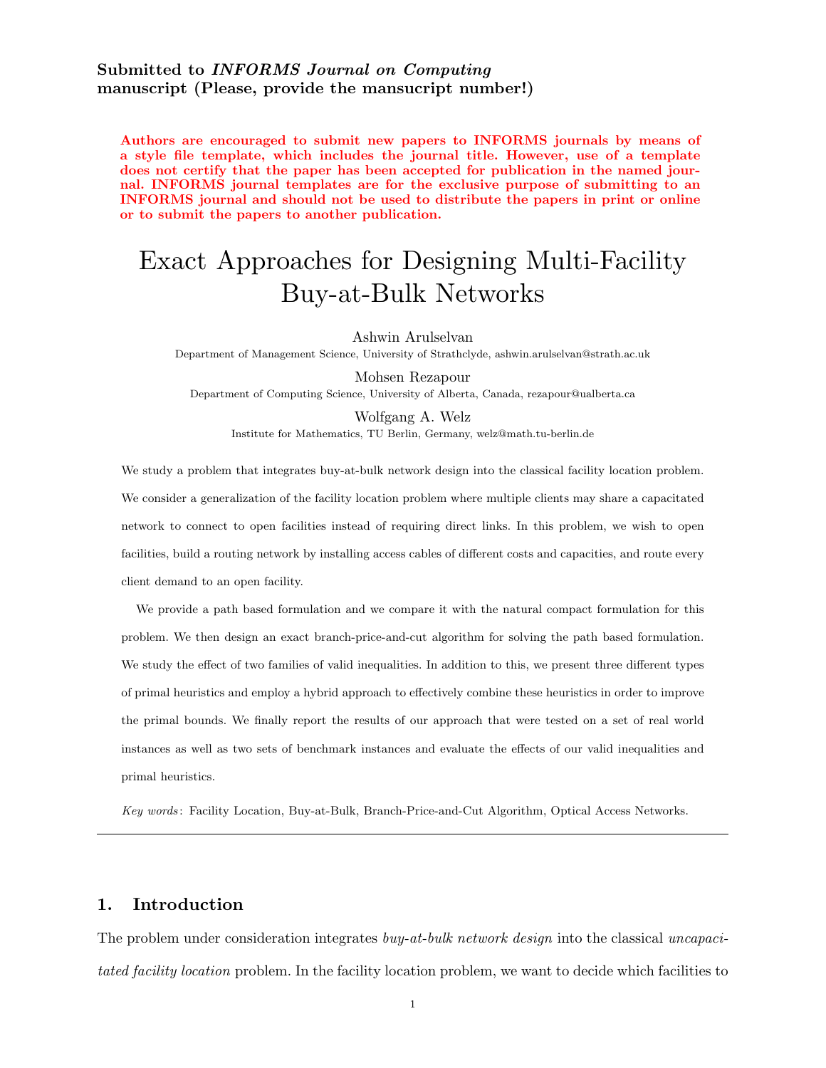**Submitted to *INFORMS Journal on Computing***
**manuscript (Please, provide the mansucript number!)**

**Authors are encouraged to submit new papers to INFORMS journals by means of a style file template, which includes the journal title. However, use of a template does not certify that the paper has been accepted for publication in the named journal. INFORMS journal templates are for the exclusive purpose of submitting to an INFORMS journal and should not be used to distribute the papers in print or online or to submit the papers to another publication.**

# Exact Approaches for Designing Multi-Facility Buy-at-Bulk Networks

Ashwin Arulselvan
Department of Management Science, University of Strathclyde, ashwin.arulselvan@strath.ac.uk

Mohsen Rezapour
Department of Computing Science, University of Alberta, Canada, rezapour@ualberta.ca

Wolfgang A. Welz
Institute for Mathematics, TU Berlin, Germany, welz@math.tu-berlin.de

We study a problem that integrates buy-at-bulk network design into the classical facility location problem. We consider a generalization of the facility location problem where multiple clients may share a capacitated network to connect to open facilities instead of requiring direct links. In this problem, we wish to open facilities, build a routing network by installing access cables of different costs and capacities, and route every client demand to an open facility.

We provide a path based formulation and we compare it with the natural compact formulation for this problem. We then design an exact branch-price-and-cut algorithm for solving the path based formulation. We study the effect of two families of valid inequalities. In addition to this, we present three different types of primal heuristics and employ a hybrid approach to effectively combine these heuristics in order to improve the primal bounds. We finally report the results of our approach that were tested on a set of real world instances as well as two sets of benchmark instances and evaluate the effects of our valid inequalities and primal heuristics.

*Key words*: Facility Location, Buy-at-Bulk, Branch-Price-and-Cut Algorithm, Optical Access Networks.

## 1. Introduction

The problem under consideration integrates *buy-at-bulk network design* into the classical *uncapacitated facility location* problem. In the facility location problem, we want to decide which facilities to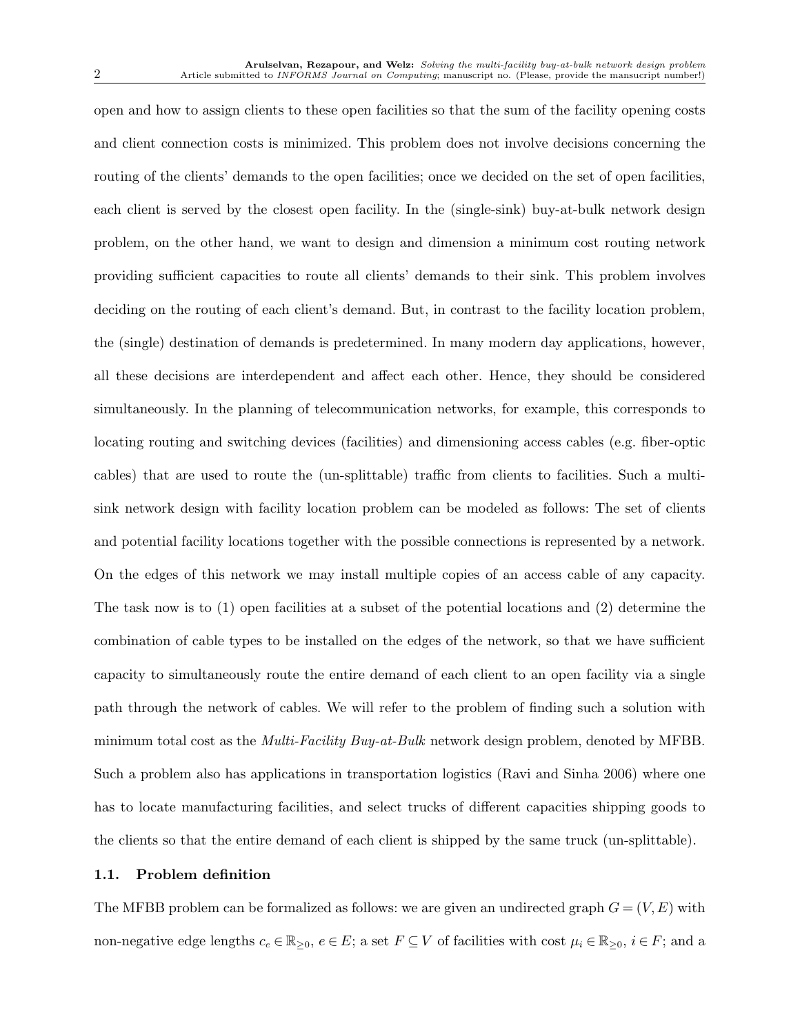open and how to assign clients to these open facilities so that the sum of the facility opening costs and client connection costs is minimized. This problem does not involve decisions concerning the routing of the clients' demands to the open facilities; once we decided on the set of open facilities, each client is served by the closest open facility. In the (single-sink) buy-at-bulk network design problem, on the other hand, we want to design and dimension a minimum cost routing network providing sufficient capacities to route all clients' demands to their sink. This problem involves deciding on the routing of each client's demand. But, in contrast to the facility location problem, the (single) destination of demands is predetermined. In many modern day applications, however, all these decisions are interdependent and affect each other. Hence, they should be considered simultaneously. In the planning of telecommunication networks, for example, this corresponds to locating routing and switching devices (facilities) and dimensioning access cables (e.g. fiber-optic cables) that are used to route the (un-splittable) traffic from clients to facilities. Such a multi-sink network design with facility location problem can be modeled as follows: The set of clients and potential facility locations together with the possible connections is represented by a network. On the edges of this network we may install multiple copies of an access cable of any capacity. The task now is to (1) open facilities at a subset of the potential locations and (2) determine the combination of cable types to be installed on the edges of the network, so that we have sufficient capacity to simultaneously route the entire demand of each client to an open facility via a single path through the network of cables. We will refer to the problem of finding such a solution with minimum total cost as the *Multi-Facility Buy-at-Bulk* network design problem, denoted by MFBB. Such a problem also has applications in transportation logistics (Ravi and Sinha 2006) where one has to locate manufacturing facilities, and select trucks of different capacities shipping goods to the clients so that the entire demand of each client is shipped by the same truck (un-splittable).

### 1.1. Problem definition

The MFBB problem can be formalized as follows: we are given an undirected graph $G = (V, E)$ with non-negative edge lengths $c_e \in \mathbb{R}_{\geq 0}$, $e \in E$; a set $F \subseteq V$ of facilities with cost $\mu_i \in \mathbb{R}_{\geq 0}$, $i \in F$; and a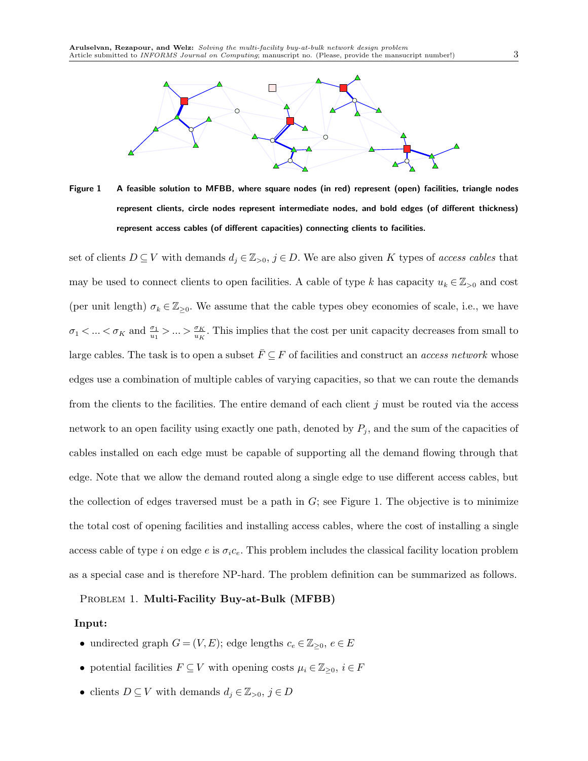**Figure 1** **A feasible solution to MFBB, where square nodes (in red) represent (open) facilities, triangle nodes represent clients, circle nodes represent intermediate nodes, and bold edges (of different thickness) represent access cables (of different capacities) connecting clients to facilities.**

set of clients $D \subseteq V$ with demands $d_j \in \mathbb{Z}_{>0}$, $j \in D$. We are also given $K$ types of *access cables* that may be used to connect clients to open facilities. A cable of type $k$ has capacity $u_k \in \mathbb{Z}_{>0}$ and cost (per unit length) $\sigma_k \in \mathbb{Z}_{\geq 0}$. We assume that the cable types obey economies of scale, i.e., we have $\sigma_1 < \ldots < \sigma_K$ and $\frac{\sigma_1}{u_1} > \ldots > \frac{\sigma_K}{u_K}$. This implies that the cost per unit capacity decreases from small to large cables. The task is to open a subset $\bar{F} \subseteq F$ of facilities and construct an *access network* whose edges use a combination of multiple cables of varying capacities, so that we can route the demands from the clients to the facilities. The entire demand of each client $j$ must be routed via the access network to an open facility using exactly one path, denoted by $P_j$, and the sum of the capacities of cables installed on each edge must be capable of supporting all the demand flowing through that edge. Note that we allow the demand routed along a single edge to use different access cables, but the collection of edges traversed must be a path in $G$; see Figure 1. The objective is to minimize the total cost of opening facilities and installing access cables, where the cost of installing a single access cable of type $i$ on edge $e$ is $\sigma_i c_e$. This problem includes the classical facility location problem as a special case and is therefore NP-hard. The problem definition can be summarized as follows.

Problem 1. **Multi-Facility Buy-at-Bulk (MFBB)**

**Input:**

- undirected graph $G = (V, E)$; edge lengths $c_e \in \mathbb{Z}_{\geq 0}$, $e \in E$
- potential facilities $F \subseteq V$ with opening costs $\mu_i \in \mathbb{Z}_{\geq 0}$, $i \in F$
- clients $D \subseteq V$ with demands $d_j \in \mathbb{Z}_{>0}$, $j \in D$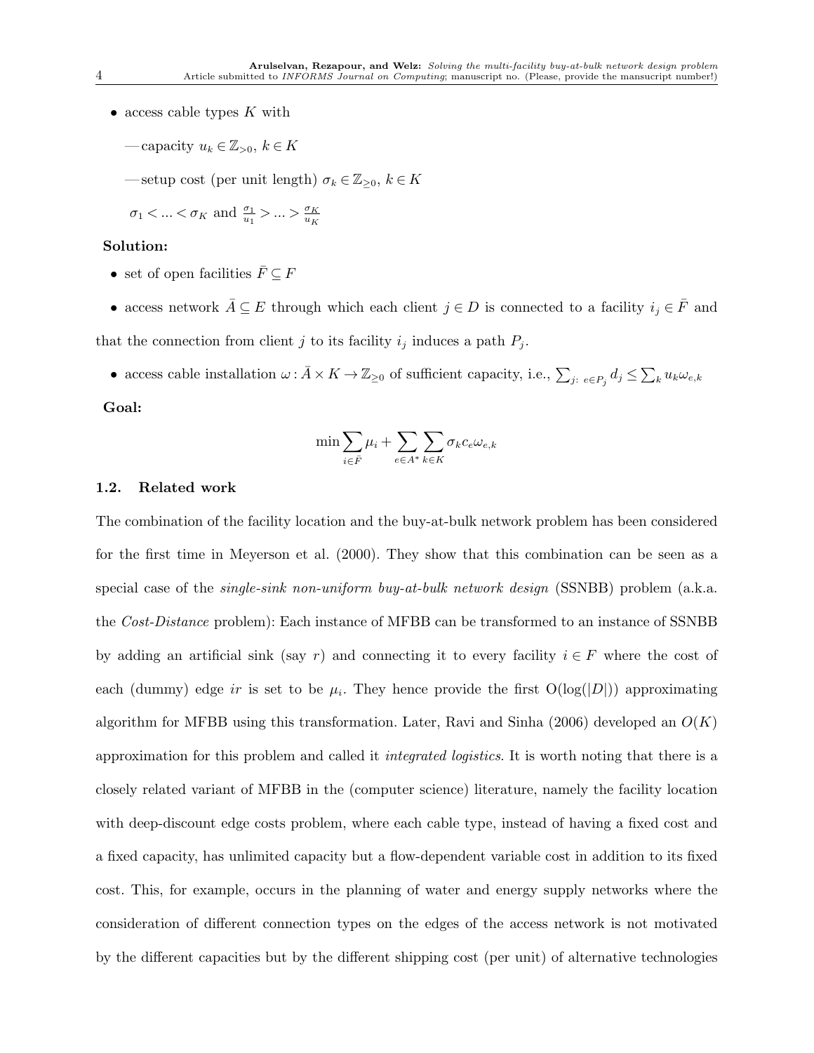- access cable types $K$ with

  —capacity $u_k \in \mathbb{Z}_{>0}$, $k \in K$

  —setup cost (per unit length) $\sigma_k \in \mathbb{Z}_{\geq 0}$, $k \in K$

  $\sigma_1 < ... < \sigma_K$ and $\frac{\sigma_1}{u_1} > ... > \frac{\sigma_K}{u_K}$

**Solution:**

- set of open facilities $\bar{F} \subseteq F$
- access network $\bar{A} \subseteq E$ through which each client $j \in D$ is connected to a facility $i_j \in \bar{F}$ and that the connection from client $j$ to its facility $i_j$ induces a path $P_j$.
- access cable installation $\omega : \bar{A} \times K \to \mathbb{Z}_{\geq 0}$ of sufficient capacity, i.e., $\sum_{j:\ e \in P_j} d_j \leq \sum_k u_k \omega_{e,k}$

**Goal:**

$$\min \sum_{i \in \bar{F}} \mu_i + \sum_{e \in A^*} \sum_{k \in K} \sigma_k c_e \omega_{e,k}$$

### 1.2. Related work

The combination of the facility location and the buy-at-bulk network problem has been considered for the first time in Meyerson et al. (2000). They show that this combination can be seen as a special case of the *single-sink non-uniform buy-at-bulk network design* (SSNBB) problem (a.k.a. the *Cost-Distance* problem): Each instance of MFBB can be transformed to an instance of SSNBB by adding an artificial sink (say $r$) and connecting it to every facility $i \in F$ where the cost of each (dummy) edge $ir$ is set to be $\mu_i$. They hence provide the first $O(\log(|D|))$ approximating algorithm for MFBB using this transformation. Later, Ravi and Sinha (2006) developed an $O(K)$ approximation for this problem and called it *integrated logistics*. It is worth noting that there is a closely related variant of MFBB in the (computer science) literature, namely the facility location with deep-discount edge costs problem, where each cable type, instead of having a fixed cost and a fixed capacity, has unlimited capacity but a flow-dependent variable cost in addition to its fixed cost. This, for example, occurs in the planning of water and energy supply networks where the consideration of different connection types on the edges of the access network is not motivated by the different capacities but by the different shipping cost (per unit) of alternative technologies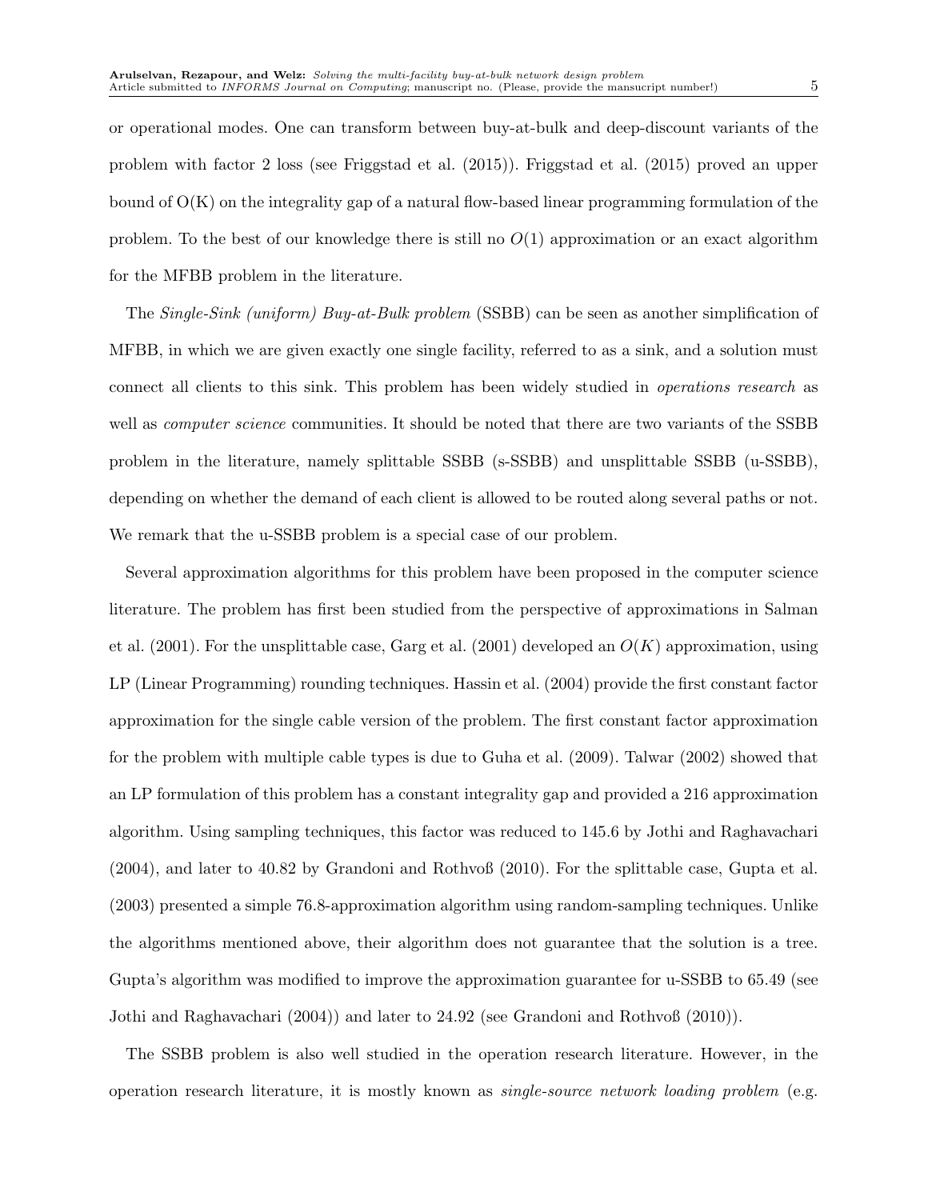or operational modes. One can transform between buy-at-bulk and deep-discount variants of the problem with factor 2 loss (see Friggstad et al. (2015)). Friggstad et al. (2015) proved an upper bound of O(K) on the integrality gap of a natural flow-based linear programming formulation of the problem. To the best of our knowledge there is still no $O(1)$ approximation or an exact algorithm for the MFBB problem in the literature.

The *Single-Sink (uniform) Buy-at-Bulk problem* (SSBB) can be seen as another simplification of MFBB, in which we are given exactly one single facility, referred to as a sink, and a solution must connect all clients to this sink. This problem has been widely studied in *operations research* as well as *computer science* communities. It should be noted that there are two variants of the SSBB problem in the literature, namely splittable SSBB (s-SSBB) and unsplittable SSBB (u-SSBB), depending on whether the demand of each client is allowed to be routed along several paths or not. We remark that the u-SSBB problem is a special case of our problem.

Several approximation algorithms for this problem have been proposed in the computer science literature. The problem has first been studied from the perspective of approximations in Salman et al. (2001). For the unsplittable case, Garg et al. (2001) developed an $O(K)$ approximation, using LP (Linear Programming) rounding techniques. Hassin et al. (2004) provide the first constant factor approximation for the single cable version of the problem. The first constant factor approximation for the problem with multiple cable types is due to Guha et al. (2009). Talwar (2002) showed that an LP formulation of this problem has a constant integrality gap and provided a 216 approximation algorithm. Using sampling techniques, this factor was reduced to 145.6 by Jothi and Raghavachari (2004), and later to 40.82 by Grandoni and Rothvoß (2010). For the splittable case, Gupta et al. (2003) presented a simple 76.8-approximation algorithm using random-sampling techniques. Unlike the algorithms mentioned above, their algorithm does not guarantee that the solution is a tree. Gupta's algorithm was modified to improve the approximation guarantee for u-SSBB to 65.49 (see Jothi and Raghavachari (2004)) and later to 24.92 (see Grandoni and Rothvoß (2010)).

The SSBB problem is also well studied in the operation research literature. However, in the operation research literature, it is mostly known as *single-source network loading problem* (e.g.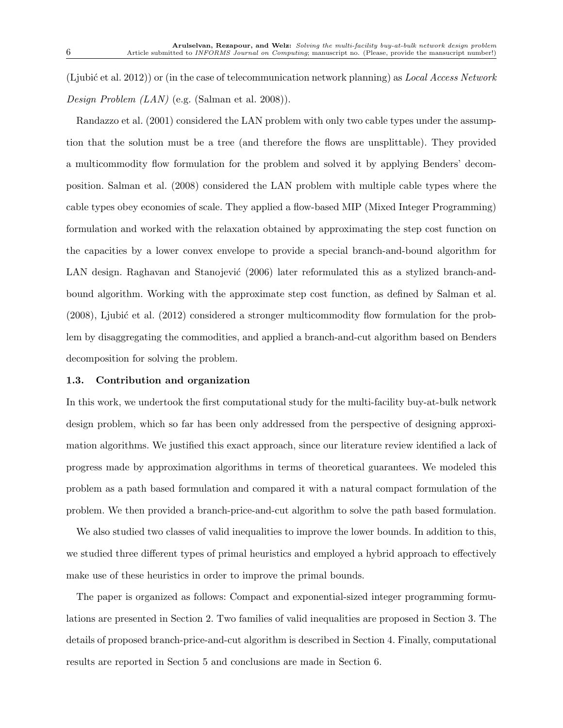(Ljubić et al. 2012)) or (in the case of telecommunication network planning) as *Local Access Network Design Problem (LAN)* (e.g. (Salman et al. 2008)).

Randazzo et al. (2001) considered the LAN problem with only two cable types under the assumption that the solution must be a tree (and therefore the flows are unsplittable). They provided a multicommodity flow formulation for the problem and solved it by applying Benders' decomposition. Salman et al. (2008) considered the LAN problem with multiple cable types where the cable types obey economies of scale. They applied a flow-based MIP (Mixed Integer Programming) formulation and worked with the relaxation obtained by approximating the step cost function on the capacities by a lower convex envelope to provide a special branch-and-bound algorithm for LAN design. Raghavan and Stanojević (2006) later reformulated this as a stylized branch-and-bound algorithm. Working with the approximate step cost function, as defined by Salman et al. (2008), Ljubić et al. (2012) considered a stronger multicommodity flow formulation for the problem by disaggregating the commodities, and applied a branch-and-cut algorithm based on Benders decomposition for solving the problem.

### 1.3. Contribution and organization

In this work, we undertook the first computational study for the multi-facility buy-at-bulk network design problem, which so far has been only addressed from the perspective of designing approximation algorithms. We justified this exact approach, since our literature review identified a lack of progress made by approximation algorithms in terms of theoretical guarantees. We modeled this problem as a path based formulation and compared it with a natural compact formulation of the problem. We then provided a branch-price-and-cut algorithm to solve the path based formulation.

We also studied two classes of valid inequalities to improve the lower bounds. In addition to this, we studied three different types of primal heuristics and employed a hybrid approach to effectively make use of these heuristics in order to improve the primal bounds.

The paper is organized as follows: Compact and exponential-sized integer programming formulations are presented in Section 2. Two families of valid inequalities are proposed in Section 3. The details of proposed branch-price-and-cut algorithm is described in Section 4. Finally, computational results are reported in Section 5 and conclusions are made in Section 6.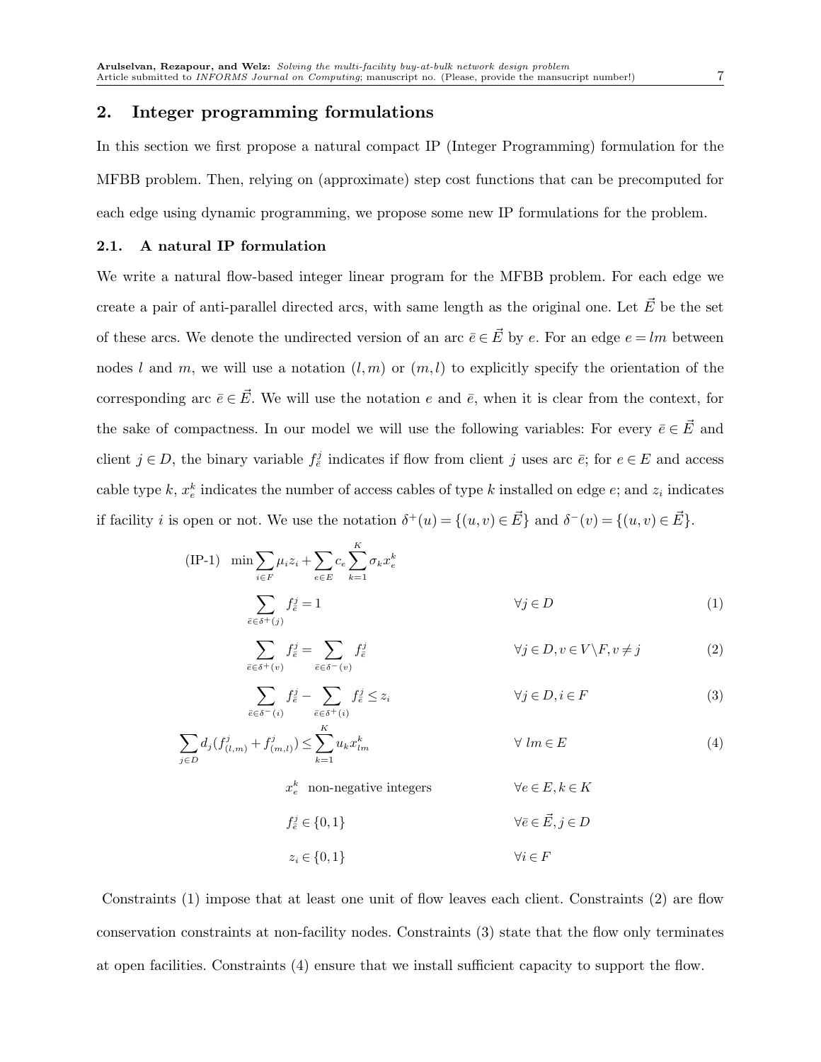## 2. Integer programming formulations

In this section we first propose a natural compact IP (Integer Programming) formulation for the MFBB problem. Then, relying on (approximate) step cost functions that can be precomputed for each edge using dynamic programming, we propose some new IP formulations for the problem.

### 2.1. A natural IP formulation

We write a natural flow-based integer linear program for the MFBB problem. For each edge we create a pair of anti-parallel directed arcs, with same length as the original one. Let $\vec{E}$ be the set of these arcs. We denote the undirected version of an arc $\bar{e} \in \vec{E}$ by $e$. For an edge $e = lm$ between nodes $l$ and $m$, we will use a notation $(l,m)$ or $(m,l)$ to explicitly specify the orientation of the corresponding arc $\bar{e} \in \vec{E}$. We will use the notation $e$ and $\bar{e}$, when it is clear from the context, for the sake of compactness. In our model we will use the following variables: For every $\bar{e} \in \vec{E}$ and client $j \in D$, the binary variable $f^j_{\bar{e}}$ indicates if flow from client $j$ uses arc $\bar{e}$; for $e \in E$ and access cable type $k$, $x^k_e$ indicates the number of access cables of type $k$ installed on edge $e$; and $z_i$ indicates if facility $i$ is open or not. We use the notation $\delta^+(u) = \{(u,v) \in \vec{E}\}$ and $\delta^-(v) = \{(u,v) \in \vec{E}\}$.

$$
\text{(IP-1)} \quad \min \sum_{i \in F} \mu_i z_i + \sum_{e \in E} c_e \sum_{k=1}^{K} \sigma_k x^k_e
$$

$$
\sum_{\bar{e} \in \delta^+(j)} f^j_{\bar{e}} = 1 \qquad \forall j \in D \tag{1}
$$

$$
\sum_{\bar{e} \in \delta^+(v)} f^j_{\bar{e}} = \sum_{\bar{e} \in \delta^-(v)} f^j_{\bar{e}} \qquad \forall j \in D, v \in V \setminus F, v \neq j \tag{2}
$$

$$
\sum_{\bar{e} \in \delta^-(i)} f^j_{\bar{e}} - \sum_{\bar{e} \in \delta^+(i)} f^j_{\bar{e}} \leq z_i \qquad \forall j \in D, i \in F \tag{3}
$$

$$
\sum_{j \in D} d_j (f^j_{(l,m)} + f^j_{(m,l)}) \leq \sum_{k=1}^{K} u_k x^k_{lm} \qquad \forall \; lm \in E \tag{4}
$$

$$
x^k_e \ \text{ non-negative integers} \qquad \forall e \in E, k \in K
$$

$$
f^j_{\bar{e}} \in \{0,1\} \qquad \forall \bar{e} \in \vec{E}, j \in D
$$

$$
z_i \in \{0,1\} \qquad \forall i \in F
$$

Constraints (1) impose that at least one unit of flow leaves each client. Constraints (2) are flow conservation constraints at non-facility nodes. Constraints (3) state that the flow only terminates at open facilities. Constraints (4) ensure that we install sufficient capacity to support the flow.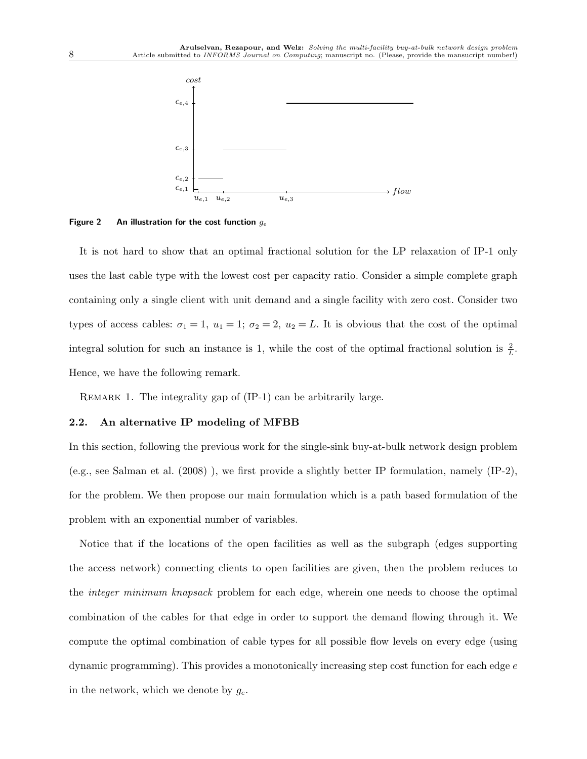**Figure 2** An illustration for the cost function $g_e$

It is not hard to show that an optimal fractional solution for the LP relaxation of IP-1 only uses the last cable type with the lowest cost per capacity ratio. Consider a simple complete graph containing only a single client with unit demand and a single facility with zero cost. Consider two types of access cables: $\sigma_1 = 1,\ u_1 = 1;\ \sigma_2 = 2,\ u_2 = L$. It is obvious that the cost of the optimal integral solution for such an instance is 1, while the cost of the optimal fractional solution is $\frac{2}{L}$. Hence, we have the following remark.

REMARK 1. The integrality gap of (IP-1) can be arbitrarily large.

### 2.2. An alternative IP modeling of MFBB

In this section, following the previous work for the single-sink buy-at-bulk network design problem (e.g., see Salman et al. (2008) ), we first provide a slightly better IP formulation, namely (IP-2), for the problem. We then propose our main formulation which is a path based formulation of the problem with an exponential number of variables.

Notice that if the locations of the open facilities as well as the subgraph (edges supporting the access network) connecting clients to open facilities are given, then the problem reduces to the *integer minimum knapsack* problem for each edge, wherein one needs to choose the optimal combination of the cables for that edge in order to support the demand flowing through it. We compute the optimal combination of cable types for all possible flow levels on every edge (using dynamic programming). This provides a monotonically increasing step cost function for each edge $e$ in the network, which we denote by $g_e$.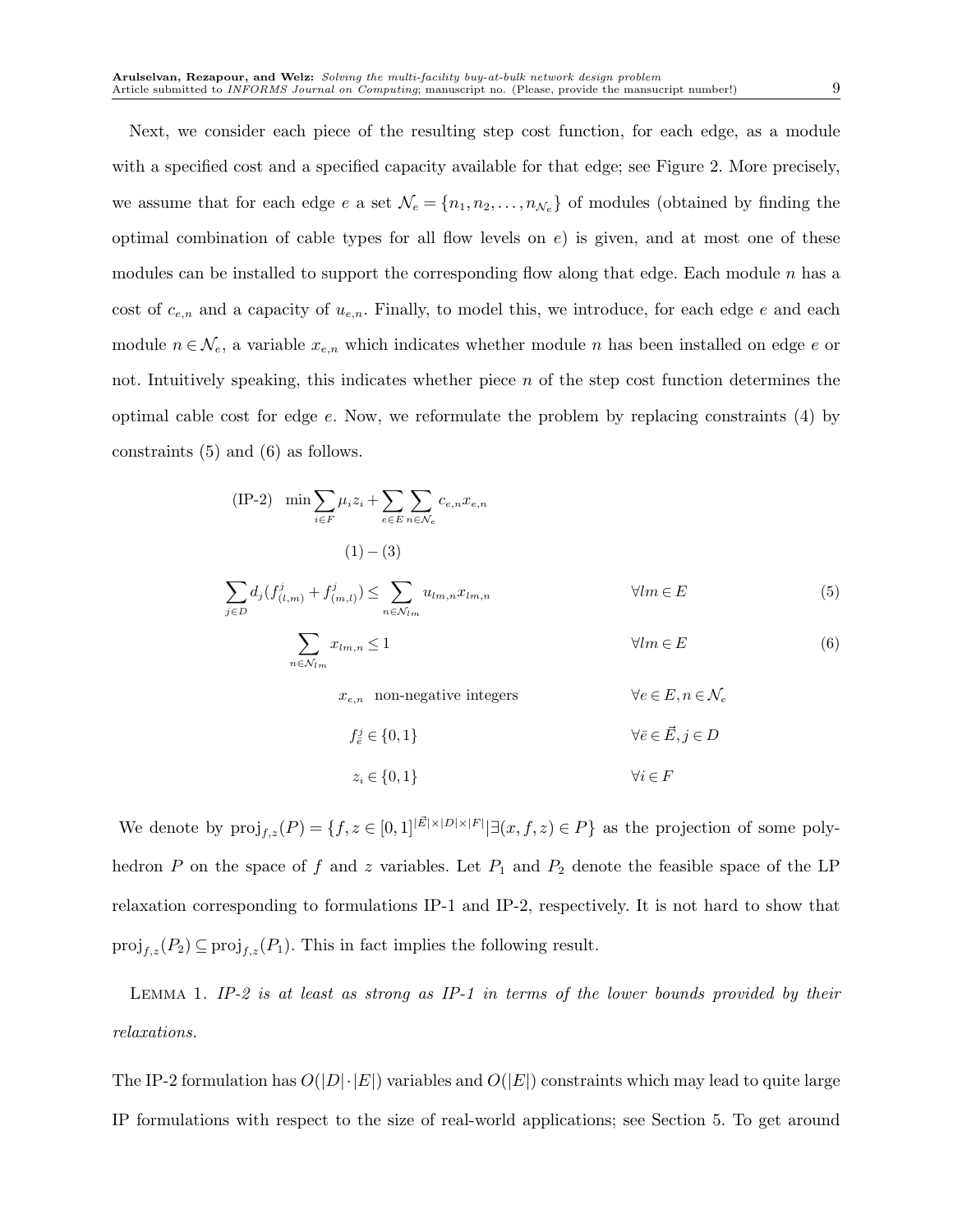Next, we consider each piece of the resulting step cost function, for each edge, as a module with a specified cost and a specified capacity available for that edge; see Figure 2. More precisely, we assume that for each edge $e$ a set $\mathcal{N}_e = \{n_1, n_2, \ldots, n_{\mathcal{N}_e}\}$ of modules (obtained by finding the optimal combination of cable types for all flow levels on $e$) is given, and at most one of these modules can be installed to support the corresponding flow along that edge. Each module $n$ has a cost of $c_{e,n}$ and a capacity of $u_{e,n}$. Finally, to model this, we introduce, for each edge $e$ and each module $n \in \mathcal{N}_e$, a variable $x_{e,n}$ which indicates whether module $n$ has been installed on edge $e$ or not. Intuitively speaking, this indicates whether piece $n$ of the step cost function determines the optimal cable cost for edge $e$. Now, we reformulate the problem by replacing constraints (4) by constraints (5) and (6) as follows.

$$
\text{(IP-2)} \quad \min \sum_{i \in F} \mu_i z_i + \sum_{e \in E} \sum_{n \in \mathcal{N}_e} c_{e,n} x_{e,n}
$$

$$
(1) - (3)
$$

$$
\sum_{j \in D} d_j (f^j_{(l,m)} + f^j_{(m,l)}) \leq \sum_{n \in \mathcal{N}_{lm}} u_{lm,n} x_{lm,n} \qquad \forall lm \in E \tag{5}
$$

$$
\sum_{n \in \mathcal{N}_{lm}} x_{lm,n} \leq 1 \qquad \forall lm \in E \tag{6}
$$

$$
x_{e,n} \quad \text{non-negative integers} \qquad \forall e \in E, n \in \mathcal{N}_e
$$

$$
f^j_{\vec{e}} \in \{0,1\} \qquad \forall \vec{e} \in \vec{E}, j \in D
$$

$$
z_i \in \{0,1\} \qquad \forall i \in F
$$

We denote by $\text{proj}_{f,z}(P) = \{f, z \in [0,1]^{|\vec{E}| \times |D| \times |F|} | \exists (x, f, z) \in P\}$ as the projection of some polyhedron $P$ on the space of $f$ and $z$ variables. Let $P_1$ and $P_2$ denote the feasible space of the LP relaxation corresponding to formulations IP-1 and IP-2, respectively. It is not hard to show that $\text{proj}_{f,z}(P_2) \subseteq \text{proj}_{f,z}(P_1)$. This in fact implies the following result.

Lemma 1. *IP-2 is at least as strong as IP-1 in terms of the lower bounds provided by their relaxations.*

The IP-2 formulation has $O(|D| \cdot |E|)$ variables and $O(|E|)$ constraints which may lead to quite large IP formulations with respect to the size of real-world applications; see Section 5. To get around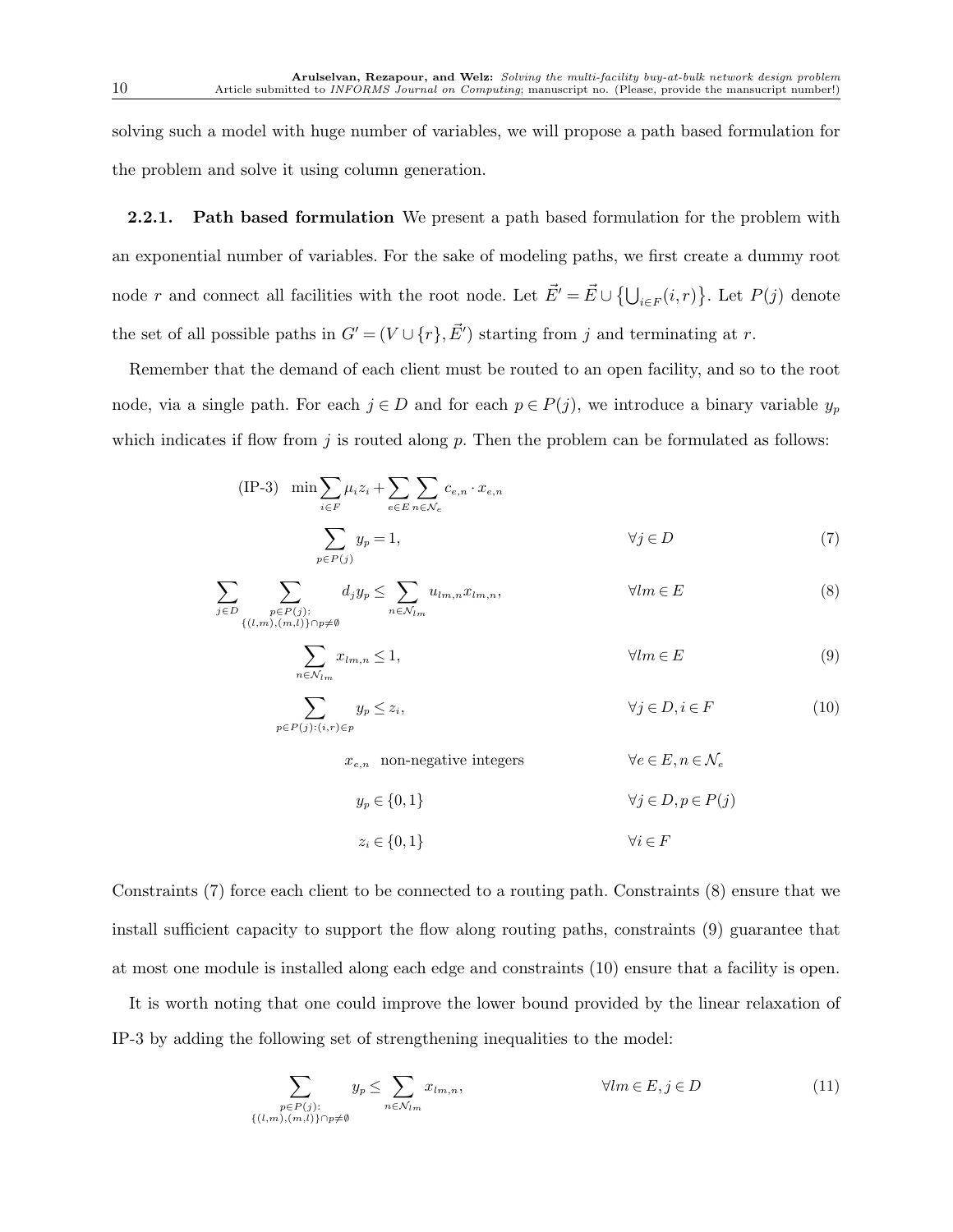solving such a model with huge number of variables, we will propose a path based formulation for the problem and solve it using column generation.

**2.2.1. Path based formulation** We present a path based formulation for the problem with an exponential number of variables. For the sake of modeling paths, we first create a dummy root node $r$ and connect all facilities with the root node. Let $\vec{E'} = \vec{E} \cup \left\{\bigcup_{i\in F}(i,r)\right\}$. Let $P(j)$ denote the set of all possible paths in $G' = (V \cup \{r\}, \vec{E'})$ starting from $j$ and terminating at $r$.

Remember that the demand of each client must be routed to an open facility, and so to the root node, via a single path. For each $j \in D$ and for each $p \in P(j)$, we introduce a binary variable $y_p$ which indicates if flow from $j$ is routed along $p$. Then the problem can be formulated as follows:

$$\text{(IP-3)} \quad \min \sum_{i\in F} \mu_i z_i + \sum_{e\in E}\sum_{n\in\mathcal{N}_e} c_{e,n}\cdot x_{e,n}$$

$$\sum_{p\in P(j)} y_p = 1, \qquad \forall j \in D \tag{7}$$

$$\sum_{j\in D} \sum_{\substack{p\in P(j):\\ \{(l,m),(m,l)\}\cap p\neq\emptyset}} d_j y_p \leq \sum_{n\in\mathcal{N}_{lm}} u_{lm,n} x_{lm,n}, \qquad \forall lm \in E \tag{8}$$

$$\sum_{n\in\mathcal{N}_{lm}} x_{lm,n} \leq 1, \qquad \forall lm \in E \tag{9}$$

$$\sum_{p\in P(j):(i,r)\in p} y_p \leq z_i, \qquad \forall j \in D, i \in F \tag{10}$$

$$x_{e,n} \ \text{ non-negative integers} \qquad \forall e \in E, n \in \mathcal{N}_e$$

$$y_p \in \{0,1\} \qquad \forall j \in D, p \in P(j)$$

$$z_i \in \{0,1\} \qquad \forall i \in F$$

Constraints (7) force each client to be connected to a routing path. Constraints (8) ensure that we install sufficient capacity to support the flow along routing paths, constraints (9) guarantee that at most one module is installed along each edge and constraints (10) ensure that a facility is open.

It is worth noting that one could improve the lower bound provided by the linear relaxation of IP-3 by adding the following set of strengthening inequalities to the model:

$$\sum_{\substack{p\in P(j):\\ \{(l,m),(m,l)\}\cap p\neq\emptyset}} y_p \leq \sum_{n\in\mathcal{N}_{lm}} x_{lm,n}, \qquad \forall lm \in E, j \in D \tag{11}$$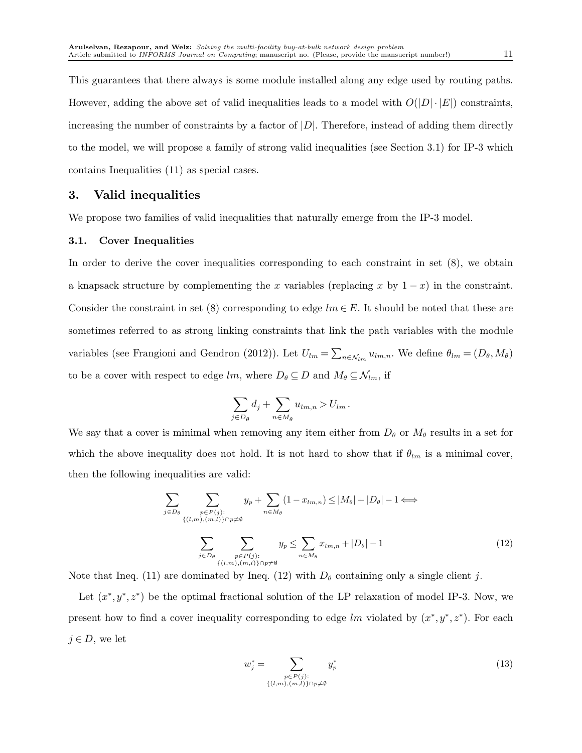This guarantees that there always is some module installed along any edge used by routing paths. However, adding the above set of valid inequalities leads to a model with $O(|D| \cdot |E|)$ constraints, increasing the number of constraints by a factor of $|D|$. Therefore, instead of adding them directly to the model, we will propose a family of strong valid inequalities (see Section 3.1) for IP-3 which contains Inequalities (11) as special cases.

## 3. Valid inequalities

We propose two families of valid inequalities that naturally emerge from the IP-3 model.

### 3.1. Cover Inequalities

In order to derive the cover inequalities corresponding to each constraint in set (8), we obtain a knapsack structure by complementing the $x$ variables (replacing $x$ by $1-x$) in the constraint. Consider the constraint in set (8) corresponding to edge $lm \in E$. It should be noted that these are sometimes referred to as strong linking constraints that link the path variables with the module variables (see Frangioni and Gendron (2012)). Let $U_{lm} = \sum_{n \in \mathcal{N}_{lm}} u_{lm,n}$. We define $\theta_{lm} = (D_\theta, M_\theta)$ to be a cover with respect to edge $lm$, where $D_\theta \subseteq D$ and $M_\theta \subseteq \mathcal{N}_{lm}$, if

$$\sum_{j \in D_\theta} d_j + \sum_{n \in M_\theta} u_{lm,n} > U_{lm}\,.$$

We say that a cover is minimal when removing any item either from $D_\theta$ or $M_\theta$ results in a set for which the above inequality does not hold. It is not hard to show that if $\theta_{lm}$ is a minimal cover, then the following inequalities are valid:

$$\sum_{j \in D_\theta} \sum_{\substack{p \in P(j): \\ \{(l,m),(m,l)\} \cap p \neq \emptyset}} y_p + \sum_{n \in M_\theta} (1 - x_{lm,n}) \leq |M_\theta| + |D_\theta| - 1 \iff$$

$$\sum_{j \in D_\theta} \sum_{\substack{p \in P(j): \\ \{(l,m),(m,l)\} \cap p \neq \emptyset}} y_p \leq \sum_{n \in M_\theta} x_{lm,n} + |D_\theta| - 1 \tag{12}$$

Note that Ineq. (11) are dominated by Ineq. (12) with $D_\theta$ containing only a single client $j$.

Let $(x^*, y^*, z^*)$ be the optimal fractional solution of the LP relaxation of model IP-3. Now, we present how to find a cover inequality corresponding to edge $lm$ violated by $(x^*, y^*, z^*)$. For each $j \in D$, we let

$$w_j^* = \sum_{\substack{p \in P(j): \\ \{(l,m),(m,l)\} \cap p \neq \emptyset}} y_p^* \tag{13}$$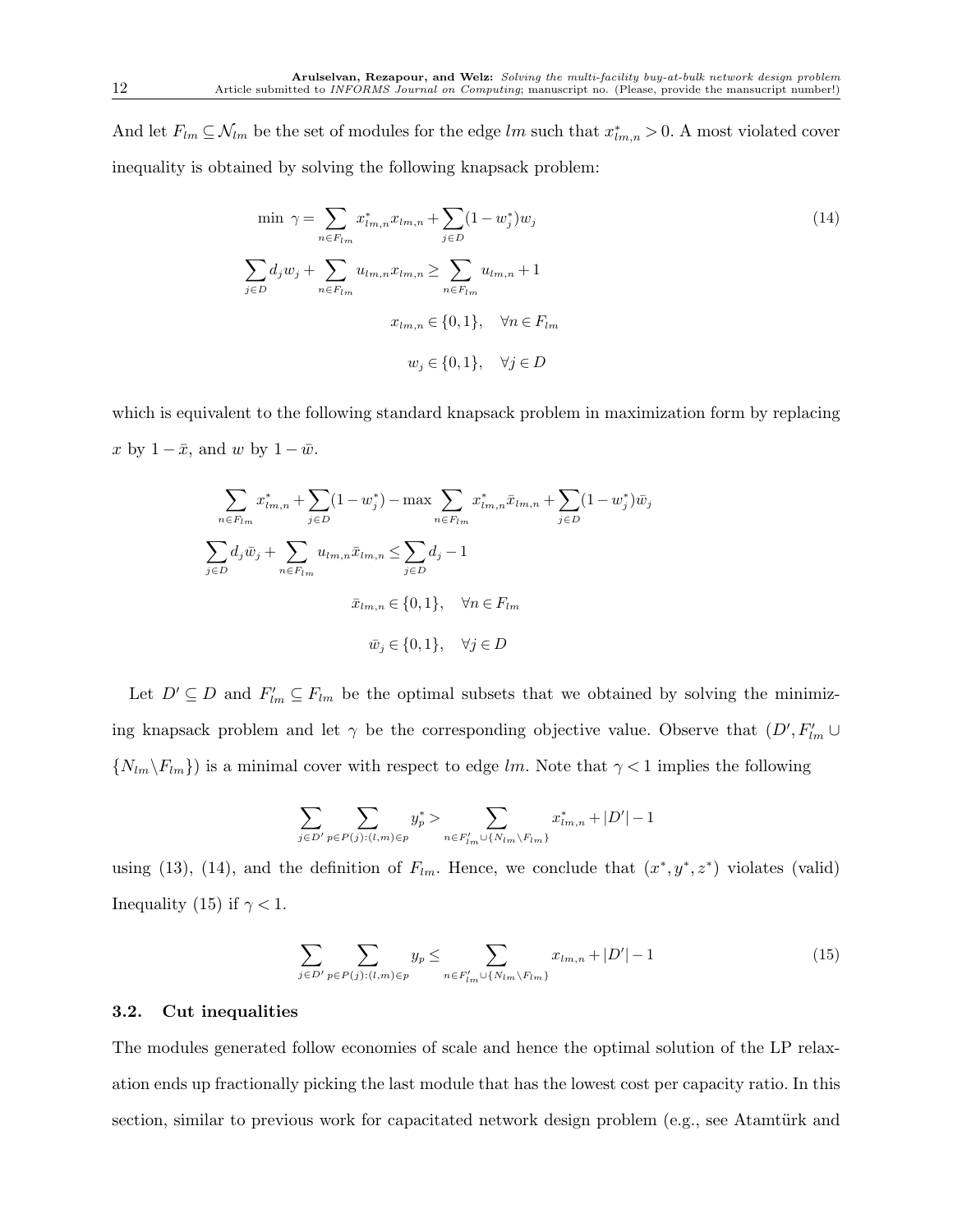And let $F_{lm} \subseteq \mathcal{N}_{lm}$ be the set of modules for the edge $lm$ such that $x^*_{lm,n} > 0$. A most violated cover inequality is obtained by solving the following knapsack problem:

$$
\begin{aligned}
\min \ \gamma = \sum_{n \in F_{lm}} x^*_{lm,n} x_{lm,n} + \sum_{j \in D} (1 - w^*_j) w_j \\
\sum_{j \in D} d_j w_j + \sum_{n \in F_{lm}} u_{lm,n} x_{lm,n} \geq \sum_{n \in F_{lm}} u_{lm,n} + 1 \\
x_{lm,n} \in \{0,1\}, \quad \forall n \in F_{lm} \\
w_j \in \{0,1\}, \quad \forall j \in D
\end{aligned}
\tag{14}
$$

which is equivalent to the following standard knapsack problem in maximization form by replacing $x$ by $1 - \bar{x}$, and $w$ by $1 - \bar{w}$.

$$
\begin{aligned}
\sum_{n \in F_{lm}} x^*_{lm,n} + \sum_{j \in D} (1 - w^*_j) - \max \sum_{n \in F_{lm}} x^*_{lm,n} \bar{x}_{lm,n} + \sum_{j \in D} (1 - w^*_j) \bar{w}_j \\
\sum_{j \in D} d_j \bar{w}_j + \sum_{n \in F_{lm}} u_{lm,n} \bar{x}_{lm,n} \leq \sum_{j \in D} d_j - 1 \\
\bar{x}_{lm,n} \in \{0,1\}, \quad \forall n \in F_{lm} \\
\bar{w}_j \in \{0,1\}, \quad \forall j \in D
\end{aligned}
$$

Let $D' \subseteq D$ and $F'_{lm} \subseteq F_{lm}$ be the optimal subsets that we obtained by solving the minimizing knapsack problem and let $\gamma$ be the corresponding objective value. Observe that $(D', F'_{lm} \cup \{N_{lm} \backslash F_{lm}\})$ is a minimal cover with respect to edge $lm$. Note that $\gamma < 1$ implies the following

$$
\sum_{j \in D'} \sum_{p \in P(j):(l,m) \in p} y^*_p > \sum_{n \in F'_{lm} \cup \{N_{lm} \backslash F_{lm}\}} x^*_{lm,n} + |D'| - 1
$$

using (13), (14), and the definition of $F_{lm}$. Hence, we conclude that $(x^*, y^*, z^*)$ violates (valid) Inequality (15) if $\gamma < 1$.

$$
\sum_{j \in D'} \sum_{p \in P(j):(l,m) \in p} y_p \leq \sum_{n \in F'_{lm} \cup \{N_{lm} \backslash F_{lm}\}} x_{lm,n} + |D'| - 1
\tag{15}
$$

### 3.2. Cut inequalities

The modules generated follow economies of scale and hence the optimal solution of the LP relaxation ends up fractionally picking the last module that has the lowest cost per capacity ratio. In this section, similar to previous work for capacitated network design problem (e.g., see Atamtürk and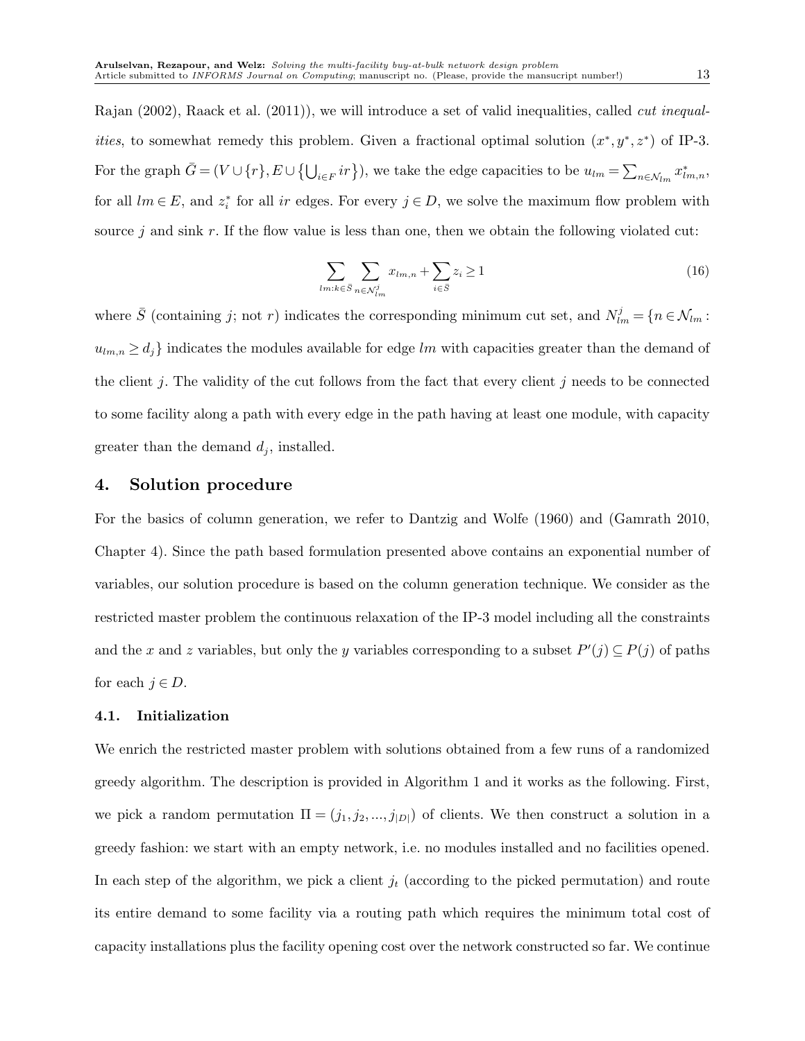Rajan (2002), Raack et al. (2011)), we will introduce a set of valid inequalities, called *cut inequalities*, to somewhat remedy this problem. Given a fractional optimal solution $(x^*, y^*, z^*)$ of IP-3. For the graph $\bar{G} = (V \cup \{r\}, E \cup \{\bigcup_{i \in F} ir\})$, we take the edge capacities to be $u_{lm} = \sum_{n \in \mathcal{N}_{lm}} x^*_{lm,n}$, for all $lm \in E$, and $z^*_i$ for all $ir$ edges. For every $j \in D$, we solve the maximum flow problem with source $j$ and sink $r$. If the flow value is less than one, then we obtain the following violated cut:

$$\sum_{lm: k \in \bar{S}} \sum_{n \in \mathcal{N}^j_{lm}} x_{lm,n} + \sum_{i \in \bar{S}} z_i \geq 1 \tag{16}$$

where $\bar{S}$ (containing $j$; not $r$) indicates the corresponding minimum cut set, and $N^j_{lm} = \{n \in \mathcal{N}_{lm} : u_{lm,n} \geq d_j\}$ indicates the modules available for edge $lm$ with capacities greater than the demand of the client $j$. The validity of the cut follows from the fact that every client $j$ needs to be connected to some facility along a path with every edge in the path having at least one module, with capacity greater than the demand $d_j$, installed.

## 4. Solution procedure

For the basics of column generation, we refer to Dantzig and Wolfe (1960) and (Gamrath 2010, Chapter 4). Since the path based formulation presented above contains an exponential number of variables, our solution procedure is based on the column generation technique. We consider as the restricted master problem the continuous relaxation of the IP-3 model including all the constraints and the $x$ and $z$ variables, but only the $y$ variables corresponding to a subset $P'(j) \subseteq P(j)$ of paths for each $j \in D$.

### 4.1. Initialization

We enrich the restricted master problem with solutions obtained from a few runs of a randomized greedy algorithm. The description is provided in Algorithm 1 and it works as the following. First, we pick a random permutation $\Pi = (j_1, j_2, ..., j_{|D|})$ of clients. We then construct a solution in a greedy fashion: we start with an empty network, i.e. no modules installed and no facilities opened. In each step of the algorithm, we pick a client $j_t$ (according to the picked permutation) and route its entire demand to some facility via a routing path which requires the minimum total cost of capacity installations plus the facility opening cost over the network constructed so far. We continue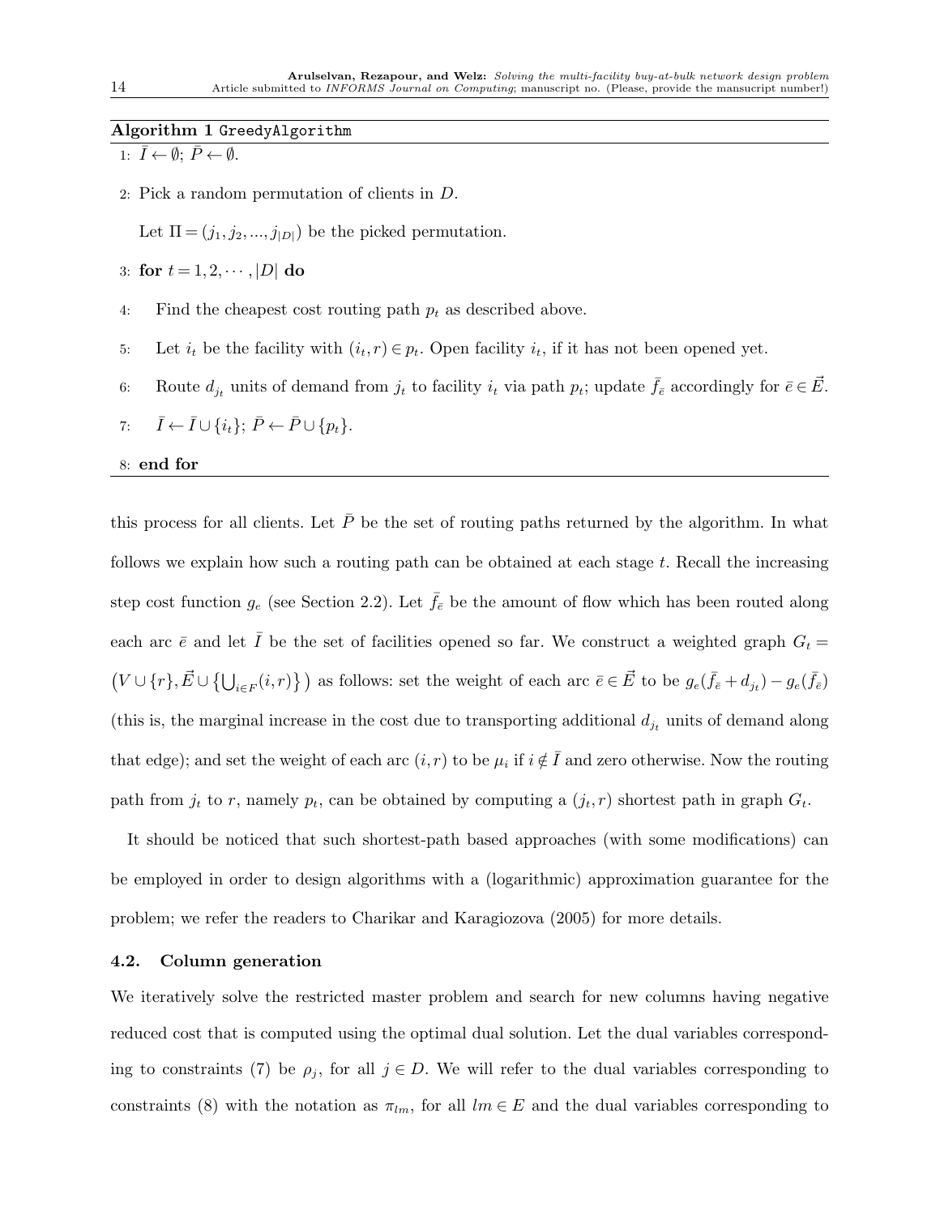**Algorithm 1** `GreedyAlgorithm`

```
1: Ī ← ∅; P̄ ← ∅.
2: Pick a random permutation of clients in D.
   Let Π = (j_1, j_2, ..., j_|D|) be the picked permutation.
3: for t = 1, 2, ···, |D| do
4:     Find the cheapest cost routing path p_t as described above.
5:     Let i_t be the facility with (i_t, r) ∈ p_t. Open facility i_t, if it has not been opened yet.
6:     Route d_{j_t} units of demand from j_t to facility i_t via path p_t; update f̄_ē accordingly for ē ∈ E⃗.
7:     Ī ← Ī ∪ {i_t}; P̄ ← P̄ ∪ {p_t}.
8: end for
```

this process for all clients. Let $\bar{P}$ be the set of routing paths returned by the algorithm. In what follows we explain how such a routing path can be obtained at each stage $t$. Recall the increasing step cost function $g_e$ (see Section 2.2). Let $\bar{f}_{\bar{e}}$ be the amount of flow which has been routed along each arc $\bar{e}$ and let $\bar{I}$ be the set of facilities opened so far. We construct a weighted graph $G_t = \left(V \cup \{r\}, \vec{E} \cup \left\{\bigcup_{i \in F}(i,r)\right\}\right)$ as follows: set the weight of each arc $\bar{e} \in \vec{E}$ to be $g_e(\bar{f}_{\bar{e}} + d_{j_t}) - g_e(\bar{f}_{\bar{e}})$ (this is, the marginal increase in the cost due to transporting additional $d_{j_t}$ units of demand along that edge); and set the weight of each arc $(i,r)$ to be $\mu_i$ if $i \notin \bar{I}$ and zero otherwise. Now the routing path from $j_t$ to $r$, namely $p_t$, can be obtained by computing a $(j_t, r)$ shortest path in graph $G_t$.

It should be noticed that such shortest-path based approaches (with some modifications) can be employed in order to design algorithms with a (logarithmic) approximation guarantee for the problem; we refer the readers to Charikar and Karagiozova (2005) for more details.

### 4.2. Column generation

We iteratively solve the restricted master problem and search for new columns having negative reduced cost that is computed using the optimal dual solution. Let the dual variables corresponding to constraints (7) be $\rho_j$, for all $j \in D$. We will refer to the dual variables corresponding to constraints (8) with the notation as $\pi_{lm}$, for all $lm \in E$ and the dual variables corresponding to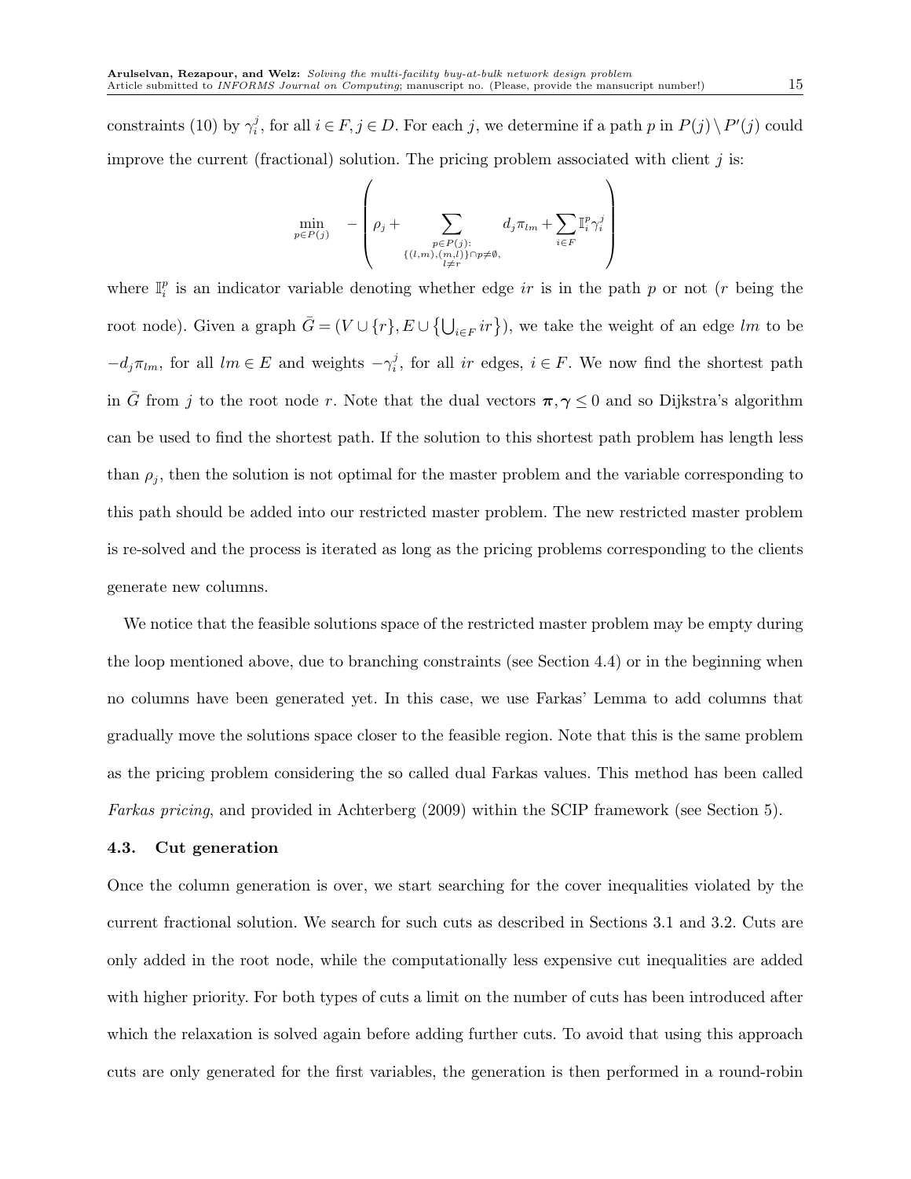constraints (10) by $\gamma_i^j$, for all $i \in F, j \in D$. For each $j$, we determine if a path $p$ in $P(j) \setminus P'(j)$ could improve the current (fractional) solution. The pricing problem associated with client $j$ is:

$$\min_{p \in P(j)} \quad - \left( \rho_j + \sum_{\substack{p \in P(j): \\ \{(l,m),(m,l)\} \cap p \neq \emptyset, \\ l \neq r}} d_j \pi_{lm} + \sum_{i \in F} \mathbb{I}_i^p \gamma_i^j \right)$$

where $\mathbb{I}_i^p$ is an indicator variable denoting whether edge $ir$ is in the path $p$ or not ($r$ being the root node). Given a graph $\bar{G} = (V \cup \{r\}, E \cup \{\bigcup_{i \in F} ir\})$, we take the weight of an edge $lm$ to be $-d_j \pi_{lm}$, for all $lm \in E$ and weights $-\gamma_i^j$, for all $ir$ edges, $i \in F$. We now find the shortest path in $\bar{G}$ from $j$ to the root node $r$. Note that the dual vectors $\boldsymbol{\pi}, \boldsymbol{\gamma} \leq 0$ and so Dijkstra's algorithm can be used to find the shortest path. If the solution to this shortest path problem has length less than $\rho_j$, then the solution is not optimal for the master problem and the variable corresponding to this path should be added into our restricted master problem. The new restricted master problem is re-solved and the process is iterated as long as the pricing problems corresponding to the clients generate new columns.

We notice that the feasible solutions space of the restricted master problem may be empty during the loop mentioned above, due to branching constraints (see Section 4.4) or in the beginning when no columns have been generated yet. In this case, we use Farkas' Lemma to add columns that gradually move the solutions space closer to the feasible region. Note that this is the same problem as the pricing problem considering the so called dual Farkas values. This method has been called *Farkas pricing*, and provided in Achterberg (2009) within the SCIP framework (see Section 5).

### 4.3. Cut generation

Once the column generation is over, we start searching for the cover inequalities violated by the current fractional solution. We search for such cuts as described in Sections 3.1 and 3.2. Cuts are only added in the root node, while the computationally less expensive cut inequalities are added with higher priority. For both types of cuts a limit on the number of cuts has been introduced after which the relaxation is solved again before adding further cuts. To avoid that using this approach cuts are only generated for the first variables, the generation is then performed in a round-robin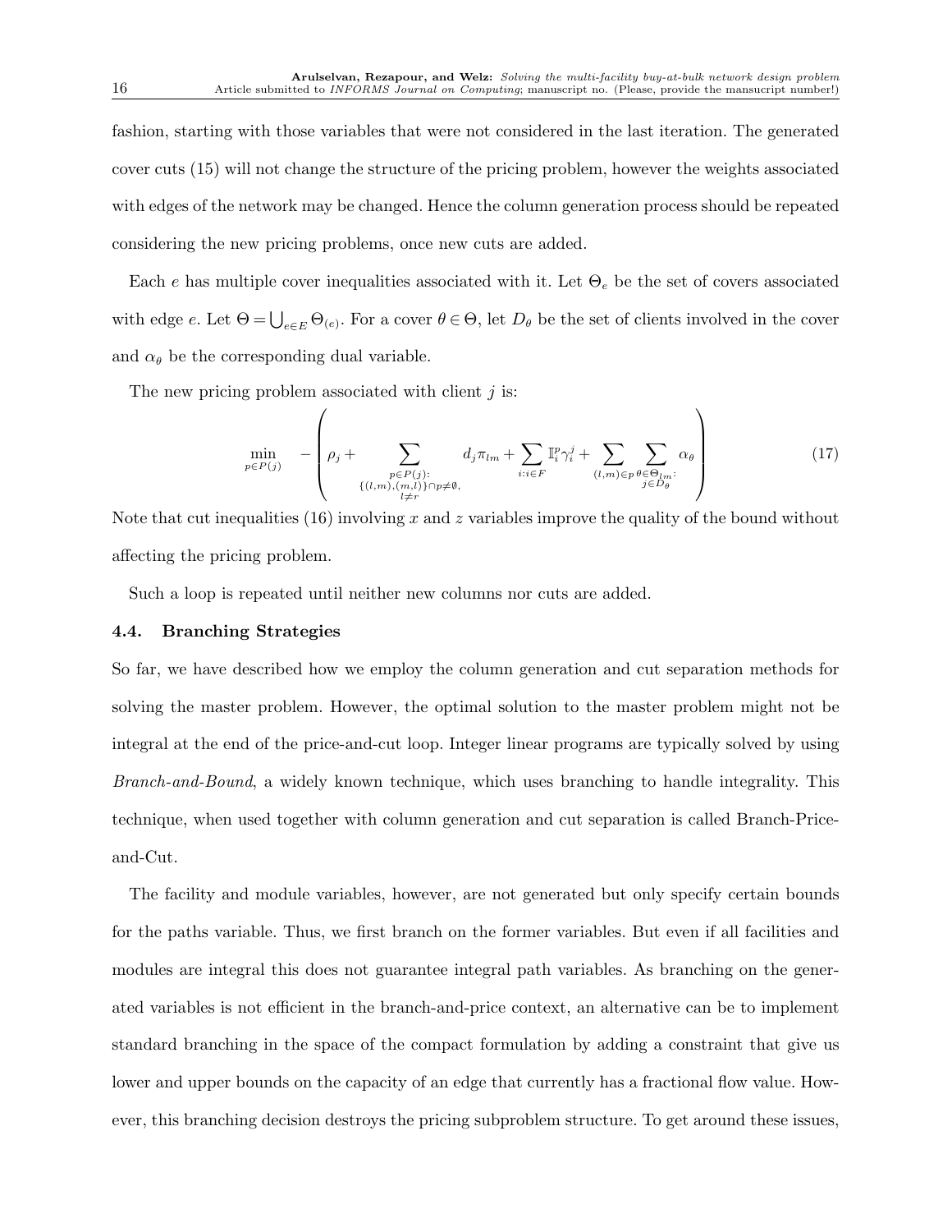fashion, starting with those variables that were not considered in the last iteration. The generated cover cuts (15) will not change the structure of the pricing problem, however the weights associated with edges of the network may be changed. Hence the column generation process should be repeated considering the new pricing problems, once new cuts are added.

Each $e$ has multiple cover inequalities associated with it. Let $\Theta_e$ be the set of covers associated with edge $e$. Let $\Theta = \bigcup_{e \in E} \Theta_{(e)}$. For a cover $\theta \in \Theta$, let $D_\theta$ be the set of clients involved in the cover and $\alpha_\theta$ be the corresponding dual variable.

The new pricing problem associated with client $j$ is:

$$\min_{p \in P(j)} \quad - \left( \rho_j + \sum_{\substack{p \in P(j): \\ \{(l,m),(m,l)\} \cap p \neq \emptyset, \\ l \neq r}} d_j \pi_{lm} + \sum_{i: i \in F} \mathbb{I}_i^p \gamma_i^j + \sum_{(l,m) \in p} \sum_{\substack{\theta \in \Theta_{lm}: \\ j \in D_\theta}} \alpha_\theta \right) \tag{17}$$

Note that cut inequalities (16) involving $x$ and $z$ variables improve the quality of the bound without affecting the pricing problem.

Such a loop is repeated until neither new columns nor cuts are added.

### 4.4. Branching Strategies

So far, we have described how we employ the column generation and cut separation methods for solving the master problem. However, the optimal solution to the master problem might not be integral at the end of the price-and-cut loop. Integer linear programs are typically solved by using *Branch-and-Bound*, a widely known technique, which uses branching to handle integrality. This technique, when used together with column generation and cut separation is called Branch-Price-and-Cut.

The facility and module variables, however, are not generated but only specify certain bounds for the paths variable. Thus, we first branch on the former variables. But even if all facilities and modules are integral this does not guarantee integral path variables. As branching on the generated variables is not efficient in the branch-and-price context, an alternative can be to implement standard branching in the space of the compact formulation by adding a constraint that give us lower and upper bounds on the capacity of an edge that currently has a fractional flow value. However, this branching decision destroys the pricing subproblem structure. To get around these issues,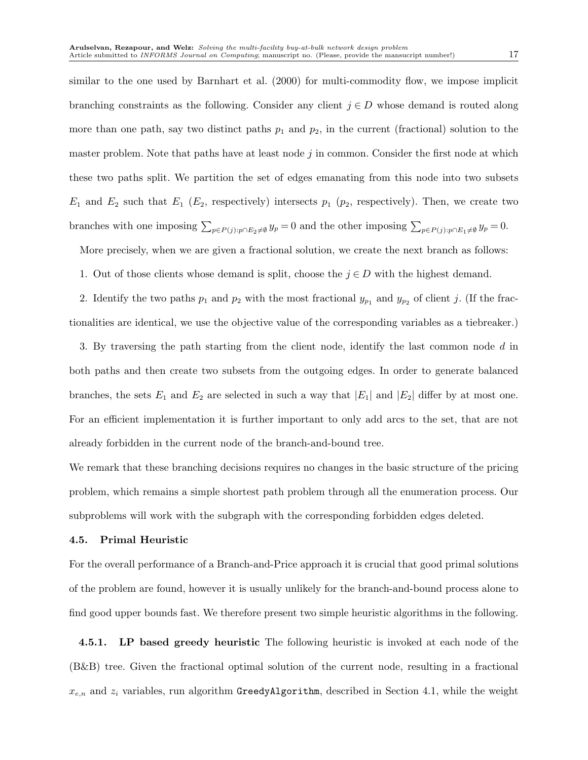similar to the one used by Barnhart et al. (2000) for multi-commodity flow, we impose implicit branching constraints as the following. Consider any client $j \in D$ whose demand is routed along more than one path, say two distinct paths $p_1$ and $p_2$, in the current (fractional) solution to the master problem. Note that paths have at least node $j$ in common. Consider the first node at which these two paths split. We partition the set of edges emanating from this node into two subsets $E_1$ and $E_2$ such that $E_1$ ($E_2$, respectively) intersects $p_1$ ($p_2$, respectively). Then, we create two branches with one imposing $\sum_{p \in P(j): p \cap E_2 \neq \emptyset} y_p = 0$ and the other imposing $\sum_{p \in P(j): p \cap E_1 \neq \emptyset} y_p = 0$.

More precisely, when we are given a fractional solution, we create the next branch as follows:

1. Out of those clients whose demand is split, choose the $j \in D$ with the highest demand.

2. Identify the two paths $p_1$ and $p_2$ with the most fractional $y_{p_1}$ and $y_{p_2}$ of client $j$. (If the fractionalities are identical, we use the objective value of the corresponding variables as a tiebreaker.)

3. By traversing the path starting from the client node, identify the last common node $d$ in both paths and then create two subsets from the outgoing edges. In order to generate balanced branches, the sets $E_1$ and $E_2$ are selected in such a way that $|E_1|$ and $|E_2|$ differ by at most one. For an efficient implementation it is further important to only add arcs to the set, that are not already forbidden in the current node of the branch-and-bound tree.

We remark that these branching decisions requires no changes in the basic structure of the pricing problem, which remains a simple shortest path problem through all the enumeration process. Our subproblems will work with the subgraph with the corresponding forbidden edges deleted.

### 4.5. Primal Heuristic

For the overall performance of a Branch-and-Price approach it is crucial that good primal solutions of the problem are found, however it is usually unlikely for the branch-and-bound process alone to find good upper bounds fast. We therefore present two simple heuristic algorithms in the following.

**4.5.1. LP based greedy heuristic** The following heuristic is invoked at each node of the (B&B) tree. Given the fractional optimal solution of the current node, resulting in a fractional $x_{e,n}$ and $z_i$ variables, run algorithm `GreedyAlgorithm`, described in Section 4.1, while the weight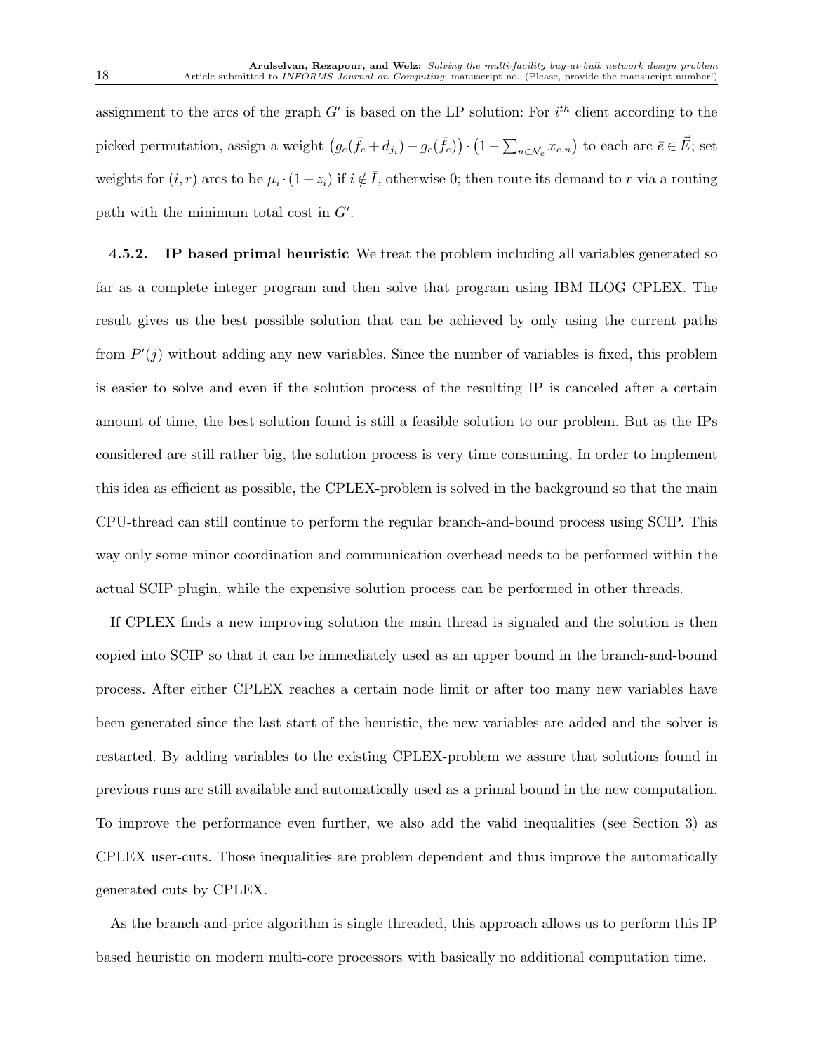assignment to the arcs of the graph $G'$ is based on the LP solution: For $i^{th}$ client according to the picked permutation, assign a weight $\left(g_e(\bar{f}_{\bar{e}} + d_{j_i}) - g_e(\bar{f}_{\bar{e}})\right) \cdot \left(1 - \sum_{n \in \mathcal{N}_e} x_{e,n}\right)$ to each arc $\bar{e} \in \vec{E}$; set weights for $(i, r)$ arcs to be $\mu_i \cdot (1 - z_i)$ if $i \notin \bar{I}$, otherwise 0; then route its demand to $r$ via a routing path with the minimum total cost in $G'$.

**4.5.2. IP based primal heuristic** We treat the problem including all variables generated so far as a complete integer program and then solve that program using IBM ILOG CPLEX. The result gives us the best possible solution that can be achieved by only using the current paths from $P'(j)$ without adding any new variables. Since the number of variables is fixed, this problem is easier to solve and even if the solution process of the resulting IP is canceled after a certain amount of time, the best solution found is still a feasible solution to our problem. But as the IPs considered are still rather big, the solution process is very time consuming. In order to implement this idea as efficient as possible, the CPLEX-problem is solved in the background so that the main CPU-thread can still continue to perform the regular branch-and-bound process using SCIP. This way only some minor coordination and communication overhead needs to be performed within the actual SCIP-plugin, while the expensive solution process can be performed in other threads.

If CPLEX finds a new improving solution the main thread is signaled and the solution is then copied into SCIP so that it can be immediately used as an upper bound in the branch-and-bound process. After either CPLEX reaches a certain node limit or after too many new variables have been generated since the last start of the heuristic, the new variables are added and the solver is restarted. By adding variables to the existing CPLEX-problem we assure that solutions found in previous runs are still available and automatically used as a primal bound in the new computation. To improve the performance even further, we also add the valid inequalities (see Section 3) as CPLEX user-cuts. Those inequalities are problem dependent and thus improve the automatically generated cuts by CPLEX.

As the branch-and-price algorithm is single threaded, this approach allows us to perform this IP based heuristic on modern multi-core processors with basically no additional computation time.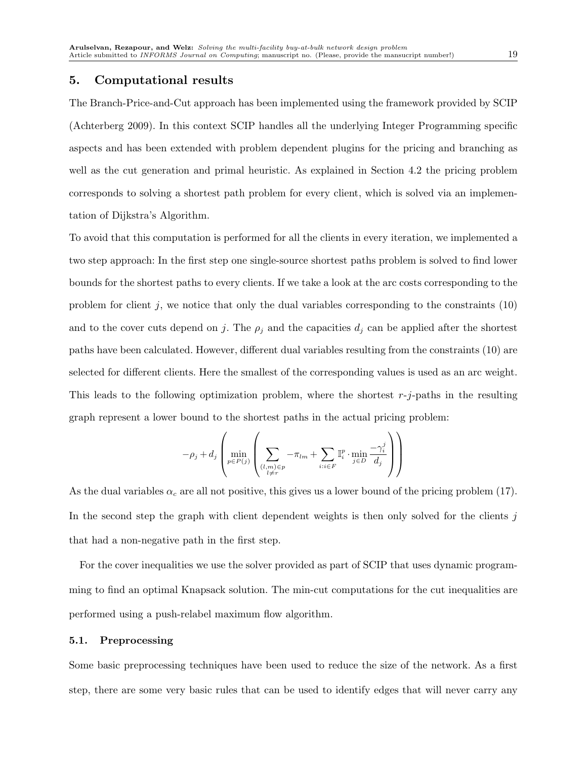## 5. Computational results

The Branch-Price-and-Cut approach has been implemented using the framework provided by SCIP (Achterberg 2009). In this context SCIP handles all the underlying Integer Programming specific aspects and has been extended with problem dependent plugins for the pricing and branching as well as the cut generation and primal heuristic. As explained in Section 4.2 the pricing problem corresponds to solving a shortest path problem for every client, which is solved via an implementation of Dijkstra's Algorithm.

To avoid that this computation is performed for all the clients in every iteration, we implemented a two step approach: In the first step one single-source shortest paths problem is solved to find lower bounds for the shortest paths to every clients. If we take a look at the arc costs corresponding to the problem for client $j$, we notice that only the dual variables corresponding to the constraints (10) and to the cover cuts depend on $j$. The $\rho_j$ and the capacities $d_j$ can be applied after the shortest paths have been calculated. However, different dual variables resulting from the constraints (10) are selected for different clients. Here the smallest of the corresponding values is used as an arc weight. This leads to the following optimization problem, where the shortest $r$-$j$-paths in the resulting graph represent a lower bound to the shortest paths in the actual pricing problem:

$$-\rho_j + d_j \left( \min_{p \in P(j)} \left( \sum_{\substack{(l,m) \in p \\ l \neq r}} -\pi_{lm} + \sum_{i: i \in F} \mathbb{I}_i^p \cdot \min_{j \in D} \frac{-\gamma_i^j}{d_j} \right) \right)$$

As the dual variables $\alpha_c$ are all not positive, this gives us a lower bound of the pricing problem (17). In the second step the graph with client dependent weights is then only solved for the clients $j$ that had a non-negative path in the first step.

For the cover inequalities we use the solver provided as part of SCIP that uses dynamic programming to find an optimal Knapsack solution. The min-cut computations for the cut inequalities are performed using a push-relabel maximum flow algorithm.

### 5.1. Preprocessing

Some basic preprocessing techniques have been used to reduce the size of the network. As a first step, there are some very basic rules that can be used to identify edges that will never carry any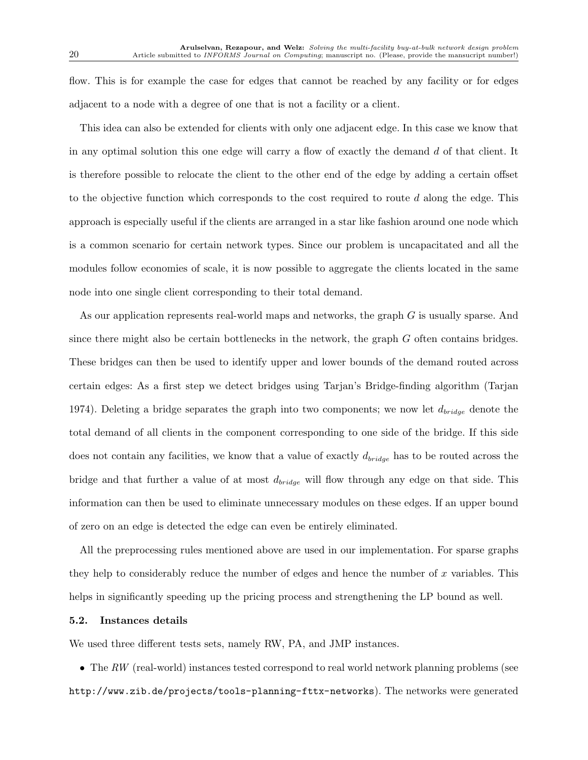flow. This is for example the case for edges that cannot be reached by any facility or for edges adjacent to a node with a degree of one that is not a facility or a client.

This idea can also be extended for clients with only one adjacent edge. In this case we know that in any optimal solution this one edge will carry a flow of exactly the demand $d$ of that client. It is therefore possible to relocate the client to the other end of the edge by adding a certain offset to the objective function which corresponds to the cost required to route $d$ along the edge. This approach is especially useful if the clients are arranged in a star like fashion around one node which is a common scenario for certain network types. Since our problem is uncapacitated and all the modules follow economies of scale, it is now possible to aggregate the clients located in the same node into one single client corresponding to their total demand.

As our application represents real-world maps and networks, the graph $G$ is usually sparse. And since there might also be certain bottlenecks in the network, the graph $G$ often contains bridges. These bridges can then be used to identify upper and lower bounds of the demand routed across certain edges: As a first step we detect bridges using Tarjan's Bridge-finding algorithm (Tarjan 1974). Deleting a bridge separates the graph into two components; we now let $d_{bridge}$ denote the total demand of all clients in the component corresponding to one side of the bridge. If this side does not contain any facilities, we know that a value of exactly $d_{bridge}$ has to be routed across the bridge and that further a value of at most $d_{bridge}$ will flow through any edge on that side. This information can then be used to eliminate unnecessary modules on these edges. If an upper bound of zero on an edge is detected the edge can even be entirely eliminated.

All the preprocessing rules mentioned above are used in our implementation. For sparse graphs they help to considerably reduce the number of edges and hence the number of $x$ variables. This helps in significantly speeding up the pricing process and strengthening the LP bound as well.

### 5.2. Instances details

We used three different tests sets, namely RW, PA, and JMP instances.

- The *RW* (real-world) instances tested correspond to real world network planning problems (see `http://www.zib.de/projects/tools-planning-fttx-networks`). The networks were generated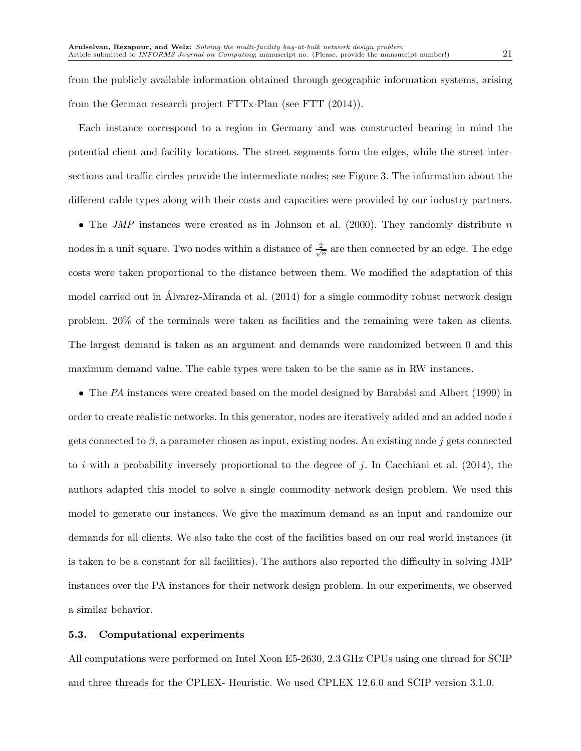from the publicly available information obtained through geographic information systems, arising from the German research project FTTx-Plan (see FTT (2014)).

Each instance correspond to a region in Germany and was constructed bearing in mind the potential client and facility locations. The street segments form the edges, while the street intersections and traffic circles provide the intermediate nodes; see Figure 3. The information about the different cable types along with their costs and capacities were provided by our industry partners.

- The *JMP* instances were created as in Johnson et al. (2000). They randomly distribute $n$ nodes in a unit square. Two nodes within a distance of $\frac{2}{\sqrt{n}}$ are then connected by an edge. The edge costs were taken proportional to the distance between them. We modified the adaptation of this model carried out in Álvarez-Miranda et al. (2014) for a single commodity robust network design problem. 20% of the terminals were taken as facilities and the remaining were taken as clients. The largest demand is taken as an argument and demands were randomized between 0 and this maximum demand value. The cable types were taken to be the same as in RW instances.

- The *PA* instances were created based on the model designed by Barabási and Albert (1999) in order to create realistic networks. In this generator, nodes are iteratively added and an added node $i$ gets connected to $\beta$, a parameter chosen as input, existing nodes. An existing node $j$ gets connected to $i$ with a probability inversely proportional to the degree of $j$. In Cacchiani et al. (2014), the authors adapted this model to solve a single commodity network design problem. We used this model to generate our instances. We give the maximum demand as an input and randomize our demands for all clients. We also take the cost of the facilities based on our real world instances (it is taken to be a constant for all facilities). The authors also reported the difficulty in solving JMP instances over the PA instances for their network design problem. In our experiments, we observed a similar behavior.

### 5.3. Computational experiments

All computations were performed on Intel Xeon E5-2630, 2.3 GHz CPUs using one thread for SCIP and three threads for the CPLEX- Heuristic. We used CPLEX 12.6.0 and SCIP version 3.1.0.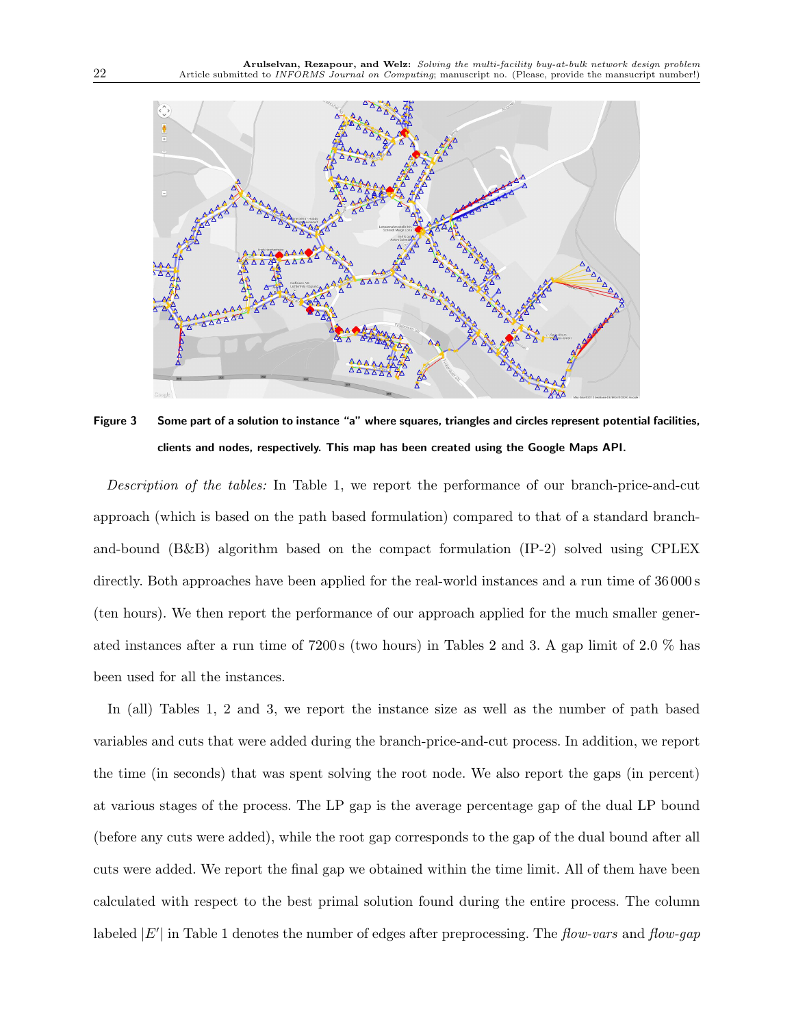**Figure 3** Some part of a solution to instance "a" where squares, triangles and circles represent potential facilities, clients and nodes, respectively. This map has been created using the Google Maps API.

*Description of the tables:* In Table 1, we report the performance of our branch-price-and-cut approach (which is based on the path based formulation) compared to that of a standard branch-and-bound (B&B) algorithm based on the compact formulation (IP-2) solved using CPLEX directly. Both approaches have been applied for the real-world instances and a run time of 36 000 s (ten hours). We then report the performance of our approach applied for the much smaller generated instances after a run time of 7200 s (two hours) in Tables 2 and 3. A gap limit of 2.0 % has been used for all the instances.

In (all) Tables 1, 2 and 3, we report the instance size as well as the number of path based variables and cuts that were added during the branch-price-and-cut process. In addition, we report the time (in seconds) that was spent solving the root node. We also report the gaps (in percent) at various stages of the process. The LP gap is the average percentage gap of the dual LP bound (before any cuts were added), while the root gap corresponds to the gap of the dual bound after all cuts were added. We report the final gap we obtained within the time limit. All of them have been calculated with respect to the best primal solution found during the entire process. The column labeled $|E'|$ in Table 1 denotes the number of edges after preprocessing. The *flow-vars* and *flow-gap*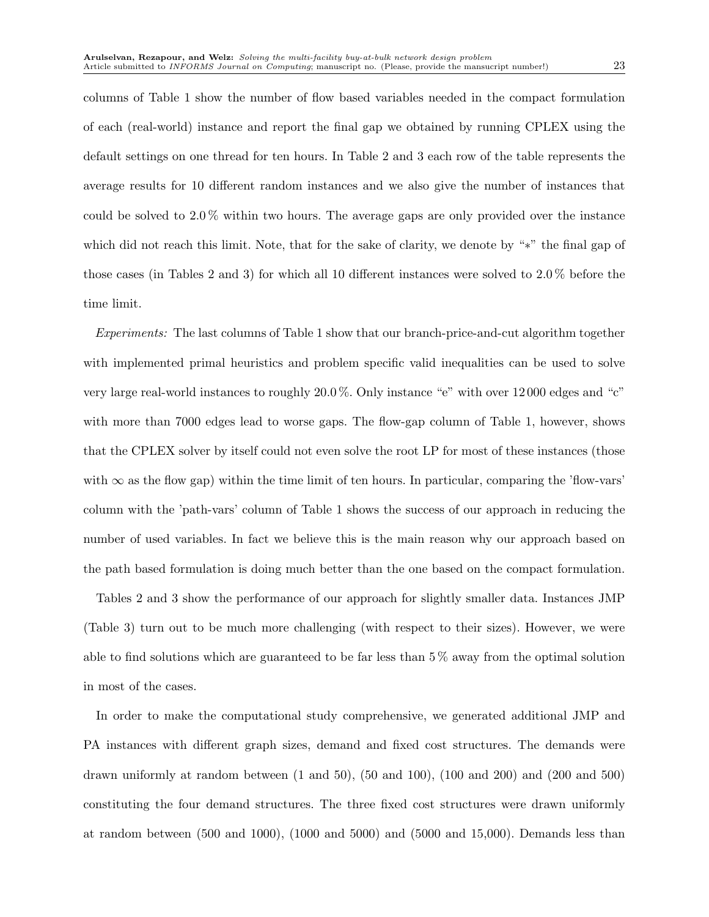columns of Table 1 show the number of flow based variables needed in the compact formulation of each (real-world) instance and report the final gap we obtained by running CPLEX using the default settings on one thread for ten hours. In Table 2 and 3 each row of the table represents the average results for 10 different random instances and we also give the number of instances that could be solved to 2.0 % within two hours. The average gaps are only provided over the instance which did not reach this limit. Note, that for the sake of clarity, we denote by "$*$" the final gap of those cases (in Tables 2 and 3) for which all 10 different instances were solved to 2.0 % before the time limit.

*Experiments:* The last columns of Table 1 show that our branch-price-and-cut algorithm together with implemented primal heuristics and problem specific valid inequalities can be used to solve very large real-world instances to roughly 20.0 %. Only instance "e" with over 12 000 edges and "c" with more than 7000 edges lead to worse gaps. The flow-gap column of Table 1, however, shows that the CPLEX solver by itself could not even solve the root LP for most of these instances (those with $\infty$ as the flow gap) within the time limit of ten hours. In particular, comparing the 'flow-vars' column with the 'path-vars' column of Table 1 shows the success of our approach in reducing the number of used variables. In fact we believe this is the main reason why our approach based on the path based formulation is doing much better than the one based on the compact formulation.

Tables 2 and 3 show the performance of our approach for slightly smaller data. Instances JMP (Table 3) turn out to be much more challenging (with respect to their sizes). However, we were able to find solutions which are guaranteed to be far less than 5 % away from the optimal solution in most of the cases.

In order to make the computational study comprehensive, we generated additional JMP and PA instances with different graph sizes, demand and fixed cost structures. The demands were drawn uniformly at random between (1 and 50), (50 and 100), (100 and 200) and (200 and 500) constituting the four demand structures. The three fixed cost structures were drawn uniformly at random between (500 and 1000), (1000 and 5000) and (5000 and 15,000). Demands less than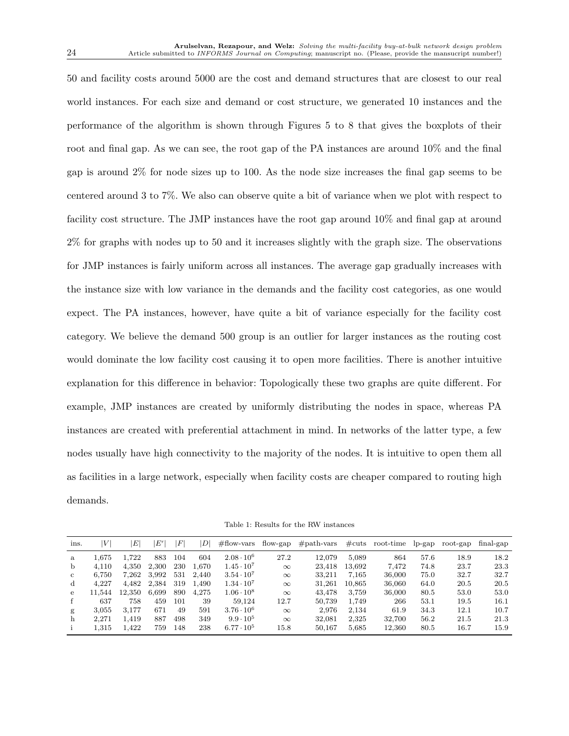50 and facility costs around 5000 are the cost and demand structures that are closest to our real world instances. For each size and demand or cost structure, we generated 10 instances and the performance of the algorithm is shown through Figures 5 to 8 that gives the boxplots of their root and final gap. As we can see, the root gap of the PA instances are around 10% and the final gap is around 2% for node sizes up to 100. As the node size increases the final gap seems to be centered around 3 to 7%. We also can observe quite a bit of variance when we plot with respect to facility cost structure. The JMP instances have the root gap around 10% and final gap at around 2% for graphs with nodes up to 50 and it increases slightly with the graph size. The observations for JMP instances is fairly uniform across all instances. The average gap gradually increases with the instance size with low variance in the demands and the facility cost categories, as one would expect. The PA instances, however, have quite a bit of variance especially for the facility cost category. We believe the demand 500 group is an outlier for larger instances as the routing cost would dominate the low facility cost causing it to open more facilities. There is another intuitive explanation for this difference in behavior: Topologically these two graphs are quite different. For example, JMP instances are created by uniformly distributing the nodes in space, whereas PA instances are created with preferential attachment in mind. In networks of the latter type, a few nodes usually have high connectivity to the majority of the nodes. It is intuitive to open them all as facilities in a large network, especially when facility costs are cheaper compared to routing high demands.

Table 1: Results for the RW instances

| ins. | $\|V\|$ | $\|E\|$ | $\|E'\|$ | $\|F\|$ | $\|D\|$ | #flow-vars | flow-gap | #path-vars | #cuts | root-time | lp-gap | root-gap | final-gap |
|---|---|---|---|---|---|---|---|---|---|---|---|---|---|
| a | 1,675 | 1,722 | 883 | 104 | 604 | $2.08 \cdot 10^6$ | 27.2 | 12,079 | 5,089 | 864 | 57.6 | 18.9 | 18.2 |
| b | 4,110 | 4,350 | 2,300 | 230 | 1,670 | $1.45 \cdot 10^7$ | $\infty$ | 23,418 | 13,692 | 7,472 | 74.8 | 23.7 | 23.3 |
| c | 6,750 | 7,262 | 3,992 | 531 | 2,440 | $3.54 \cdot 10^7$ | $\infty$ | 33,211 | 7,165 | 36,000 | 75.0 | 32.7 | 32.7 |
| d | 4,227 | 4,482 | 2,384 | 319 | 1,490 | $1.34 \cdot 10^7$ | $\infty$ | 31,261 | 10,865 | 36,060 | 64.0 | 20.5 | 20.5 |
| e | 11,544 | 12,350 | 6,699 | 890 | 4,275 | $1.06 \cdot 10^8$ | $\infty$ | 43,478 | 3,759 | 36,000 | 80.5 | 53.0 | 53.0 |
| f | 637 | 758 | 459 | 101 | 39 | 59,124 | 12.7 | 50,739 | 1,749 | 266 | 53.1 | 19.5 | 16.1 |
| g | 3,055 | 3,177 | 671 | 49 | 591 | $3.76 \cdot 10^6$ | $\infty$ | 2,976 | 2,134 | 61.9 | 34.3 | 12.1 | 10.7 |
| h | 2,271 | 1,419 | 887 | 498 | 349 | $9.9 \cdot 10^5$ | $\infty$ | 32,081 | 2,325 | 32,700 | 56.2 | 21.5 | 21.3 |
| i | 1,315 | 1,422 | 759 | 148 | 238 | $6.77 \cdot 10^5$ | 15.8 | 50,167 | 5,685 | 12,360 | 80.5 | 16.7 | 15.9 |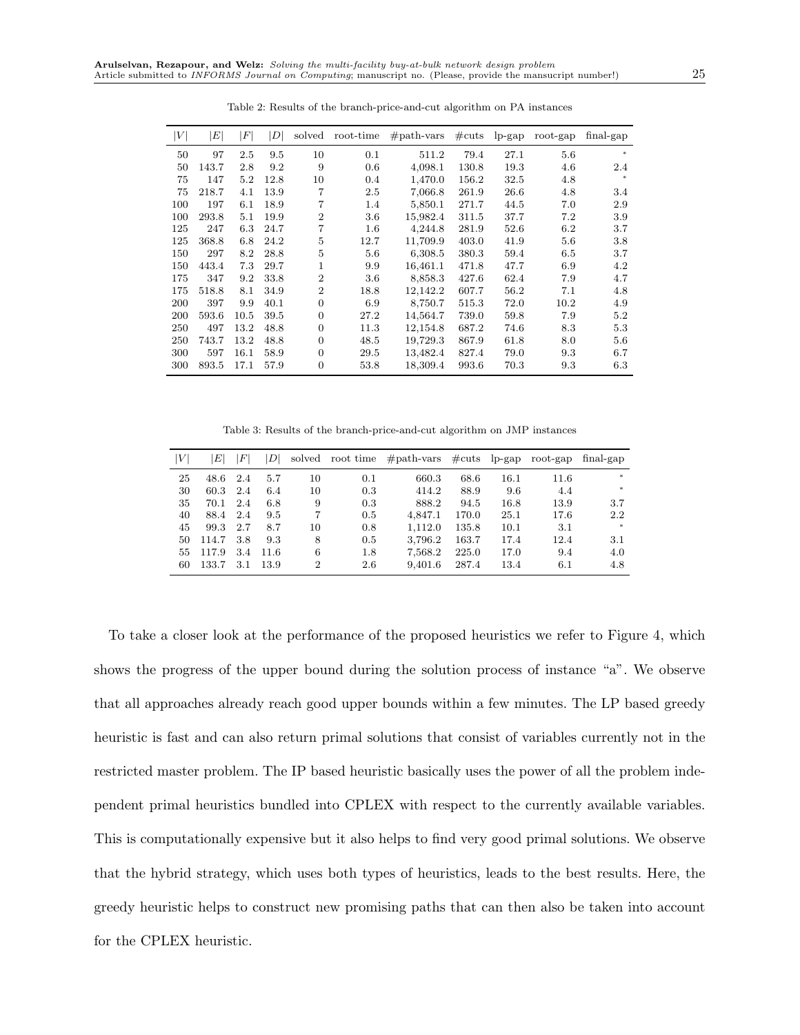Table 2: Results of the branch-price-and-cut algorithm on PA instances

| $\|V\|$ | $\|E\|$ | $\|F\|$ | $\|D\|$ | solved | root-time | #path-vars | #cuts | lp-gap | root-gap | final-gap |
|---|---|---|---|---|---|---|---|---|---|---|
| 50 | 97 | 2.5 | 9.5 | 10 | 0.1 | 511.2 | 79.4 | 27.1 | 5.6 | * |
| 50 | 143.7 | 2.8 | 9.2 | 9 | 0.6 | 4,098.1 | 130.8 | 19.3 | 4.6 | 2.4 |
| 75 | 147 | 5.2 | 12.8 | 10 | 0.4 | 1,470.0 | 156.2 | 32.5 | 4.8 | * |
| 75 | 218.7 | 4.1 | 13.9 | 7 | 2.5 | 7,066.8 | 261.9 | 26.6 | 4.8 | 3.4 |
| 100 | 197 | 6.1 | 18.9 | 7 | 1.4 | 5,850.1 | 271.7 | 44.5 | 7.0 | 2.9 |
| 100 | 293.8 | 5.1 | 19.9 | 2 | 3.6 | 15,982.4 | 311.5 | 37.7 | 7.2 | 3.9 |
| 125 | 247 | 6.3 | 24.7 | 7 | 1.6 | 4,244.8 | 281.9 | 52.6 | 6.2 | 3.7 |
| 125 | 368.8 | 6.8 | 24.2 | 5 | 12.7 | 11,709.9 | 403.0 | 41.9 | 5.6 | 3.8 |
| 150 | 297 | 8.2 | 28.8 | 5 | 5.6 | 6,308.5 | 380.3 | 59.4 | 6.5 | 3.7 |
| 150 | 443.4 | 7.3 | 29.7 | 1 | 9.9 | 16,461.1 | 471.8 | 47.7 | 6.9 | 4.2 |
| 175 | 347 | 9.2 | 33.8 | 2 | 3.6 | 8,858.3 | 427.6 | 62.4 | 7.9 | 4.7 |
| 175 | 518.8 | 8.1 | 34.9 | 2 | 18.8 | 12,142.2 | 607.7 | 56.2 | 7.1 | 4.8 |
| 200 | 397 | 9.9 | 40.1 | 0 | 6.9 | 8,750.7 | 515.3 | 72.0 | 10.2 | 4.9 |
| 200 | 593.6 | 10.5 | 39.5 | 0 | 27.2 | 14,564.7 | 739.0 | 59.8 | 7.9 | 5.2 |
| 250 | 497 | 13.2 | 48.8 | 0 | 11.3 | 12,154.8 | 687.2 | 74.6 | 8.3 | 5.3 |
| 250 | 743.7 | 13.2 | 48.8 | 0 | 48.5 | 19,729.3 | 867.9 | 61.8 | 8.0 | 5.6 |
| 300 | 597 | 16.1 | 58.9 | 0 | 29.5 | 13,482.4 | 827.4 | 79.0 | 9.3 | 6.7 |
| 300 | 893.5 | 17.1 | 57.9 | 0 | 53.8 | 18,309.4 | 993.6 | 70.3 | 9.3 | 6.3 |

Table 3: Results of the branch-price-and-cut algorithm on JMP instances

| $\|V\|$ | $\|E\|$ | $\|F\|$ | $\|D\|$ | solved | root time | #path-vars | #cuts | lp-gap | root-gap | final-gap |
|---|---|---|---|---|---|---|---|---|---|---|
| 25 | 48.6 | 2.4 | 5.7 | 10 | 0.1 | 660.3 | 68.6 | 16.1 | 11.6 | * |
| 30 | 60.3 | 2.4 | 6.4 | 10 | 0.3 | 414.2 | 88.9 | 9.6 | 4.4 | * |
| 35 | 70.1 | 2.4 | 6.8 | 9 | 0.3 | 888.2 | 94.5 | 16.8 | 13.9 | 3.7 |
| 40 | 88.4 | 2.4 | 9.5 | 7 | 0.5 | 4,847.1 | 170.0 | 25.1 | 17.6 | 2.2 |
| 45 | 99.3 | 2.7 | 8.7 | 10 | 0.8 | 1,112.0 | 135.8 | 10.1 | 3.1 | * |
| 50 | 114.7 | 3.8 | 9.3 | 8 | 0.5 | 3,796.2 | 163.7 | 17.4 | 12.4 | 3.1 |
| 55 | 117.9 | 3.4 | 11.6 | 6 | 1.8 | 7,568.2 | 225.0 | 17.0 | 9.4 | 4.0 |
| 60 | 133.7 | 3.1 | 13.9 | 2 | 2.6 | 9,401.6 | 287.4 | 13.4 | 6.1 | 4.8 |

To take a closer look at the performance of the proposed heuristics we refer to Figure 4, which shows the progress of the upper bound during the solution process of instance "a". We observe that all approaches already reach good upper bounds within a few minutes. The LP based greedy heuristic is fast and can also return primal solutions that consist of variables currently not in the restricted master problem. The IP based heuristic basically uses the power of all the problem independent primal heuristics bundled into CPLEX with respect to the currently available variables. This is computationally expensive but it also helps to find very good primal solutions. We observe that the hybrid strategy, which uses both types of heuristics, leads to the best results. Here, the greedy heuristic helps to construct new promising paths that can then also be taken into account for the CPLEX heuristic.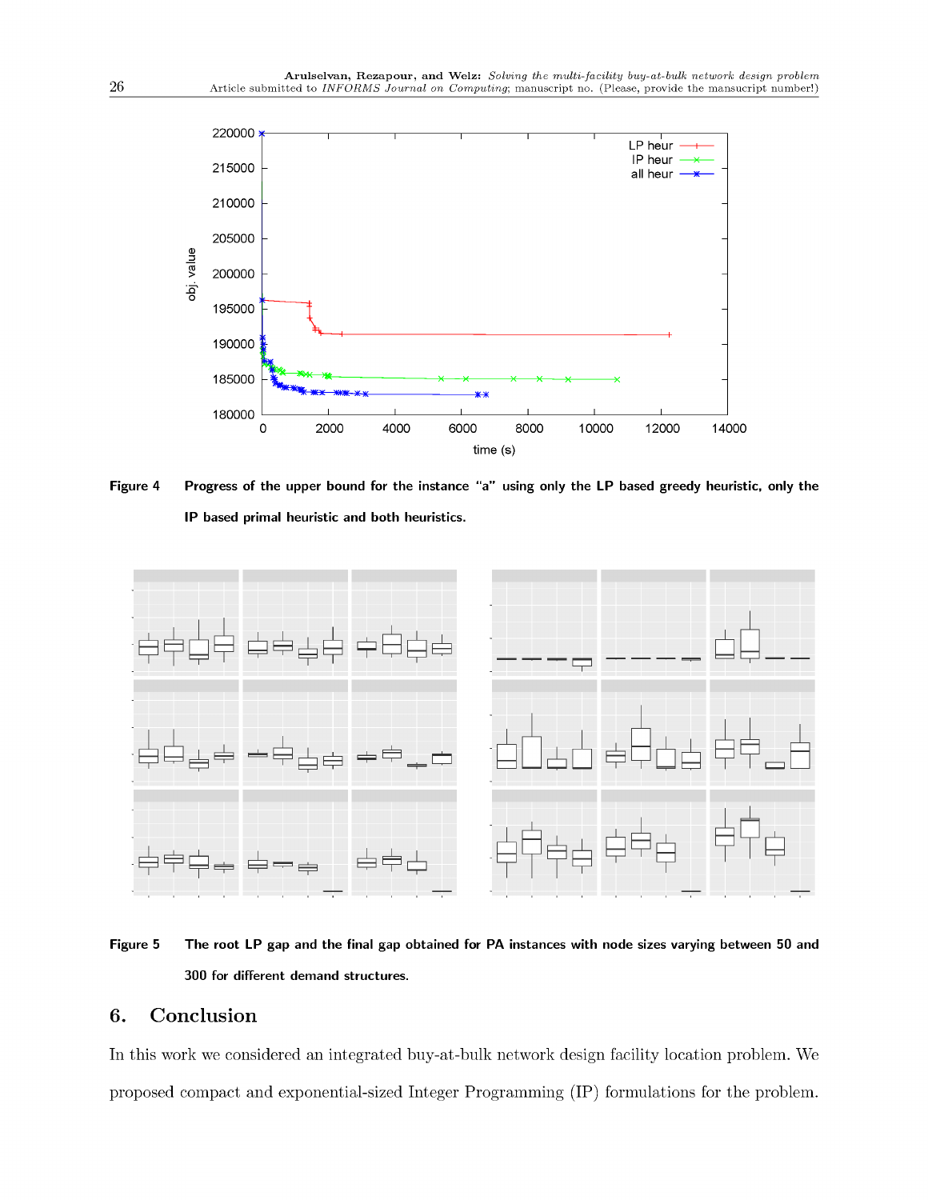Figure 4 Progress of the upper bound for the instance "a" using only the LP based greedy heuristic, only the IP based primal heuristic and both heuristics.

Figure 5 The root LP gap and the final gap obtained for PA instances with node sizes varying between 50 and 300 for different demand structures.

## 6. Conclusion

In this work we considered an integrated buy-at-bulk network design facility location problem. We proposed compact and exponential-sized Integer Programming (IP) formulations for the problem.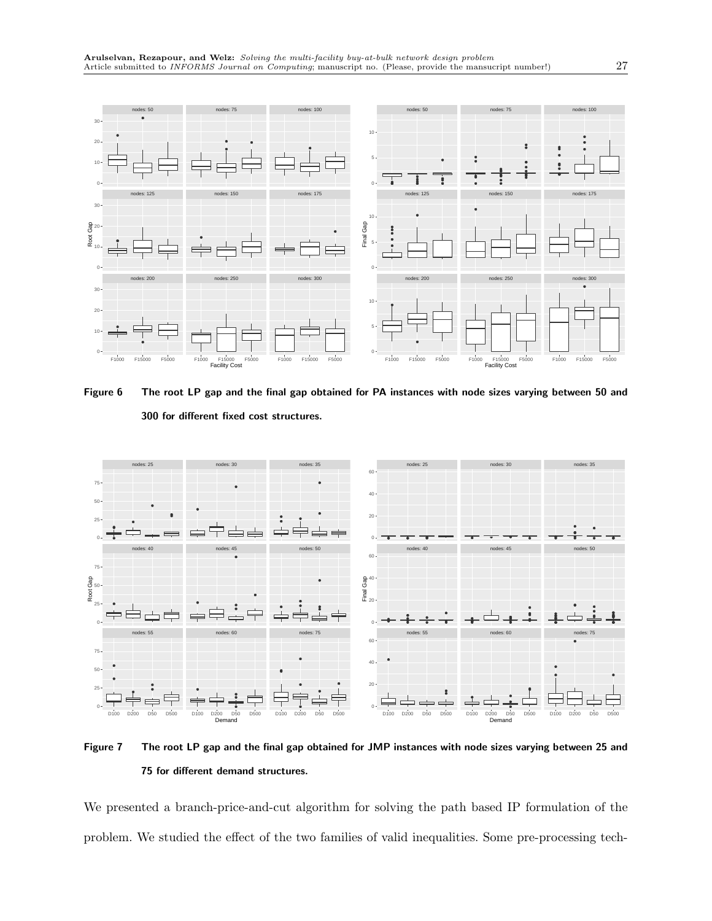**Figure 6** The root LP gap and the final gap obtained for PA instances with node sizes varying between 50 and 300 for different fixed cost structures.

**Figure 7** The root LP gap and the final gap obtained for JMP instances with node sizes varying between 25 and 75 for different demand structures.

We presented a branch-price-and-cut algorithm for solving the path based IP formulation of the problem. We studied the effect of the two families of valid inequalities. Some pre-processing tech-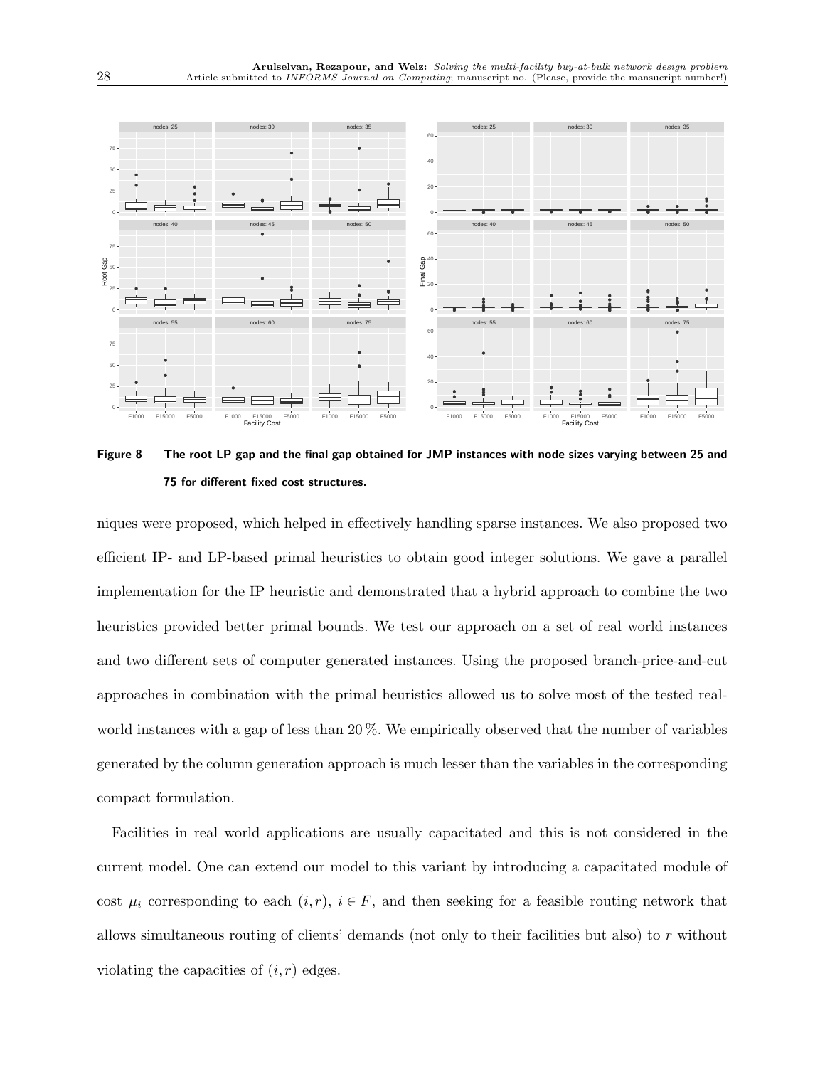**Figure 8** The root LP gap and the final gap obtained for JMP instances with node sizes varying between 25 and 75 for different fixed cost structures.

niques were proposed, which helped in effectively handling sparse instances. We also proposed two efficient IP- and LP-based primal heuristics to obtain good integer solutions. We gave a parallel implementation for the IP heuristic and demonstrated that a hybrid approach to combine the two heuristics provided better primal bounds. We test our approach on a set of real world instances and two different sets of computer generated instances. Using the proposed branch-price-and-cut approaches in combination with the primal heuristics allowed us to solve most of the tested real-world instances with a gap of less than 20 %. We empirically observed that the number of variables generated by the column generation approach is much lesser than the variables in the corresponding compact formulation.

Facilities in real world applications are usually capacitated and this is not considered in the current model. One can extend our model to this variant by introducing a capacitated module of cost $\mu_i$ corresponding to each $(i, r)$, $i \in F$, and then seeking for a feasible routing network that allows simultaneous routing of clients' demands (not only to their facilities but also) to $r$ without violating the capacities of $(i, r)$ edges.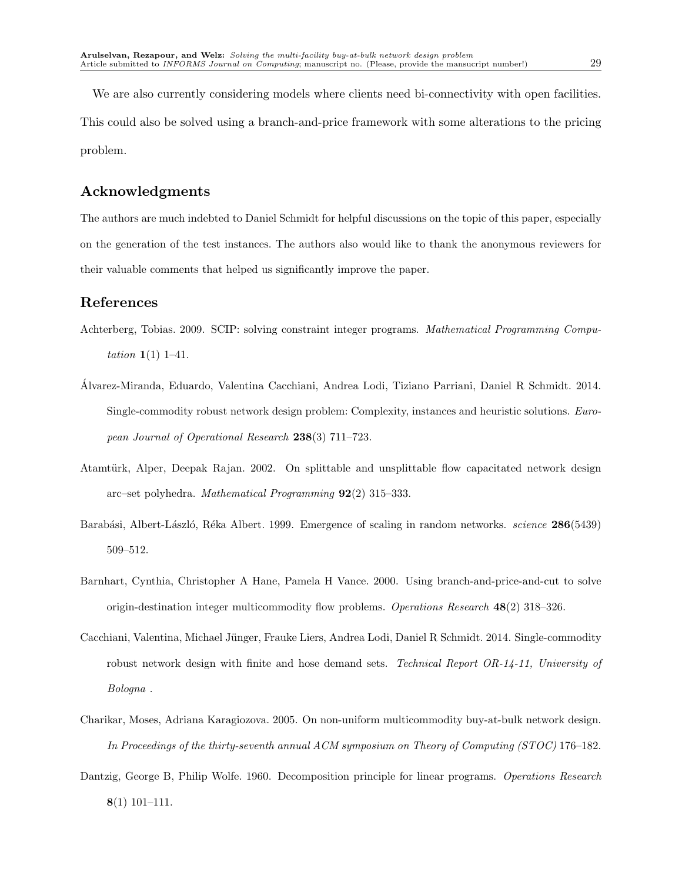We are also currently considering models where clients need bi-connectivity with open facilities. This could also be solved using a branch-and-price framework with some alterations to the pricing problem.

## Acknowledgments

The authors are much indebted to Daniel Schmidt for helpful discussions on the topic of this paper, especially on the generation of the test instances. The authors also would like to thank the anonymous reviewers for their valuable comments that helped us significantly improve the paper.

## References

Achterberg, Tobias. 2009. SCIP: solving constraint integer programs. *Mathematical Programming Computation* **1**(1) 1–41.

Álvarez-Miranda, Eduardo, Valentina Cacchiani, Andrea Lodi, Tiziano Parriani, Daniel R Schmidt. 2014. Single-commodity robust network design problem: Complexity, instances and heuristic solutions. *European Journal of Operational Research* **238**(3) 711–723.

Atamtürk, Alper, Deepak Rajan. 2002. On splittable and unsplittable flow capacitated network design arc–set polyhedra. *Mathematical Programming* **92**(2) 315–333.

Barabási, Albert-László, Réka Albert. 1999. Emergence of scaling in random networks. *science* **286**(5439) 509–512.

Barnhart, Cynthia, Christopher A Hane, Pamela H Vance. 2000. Using branch-and-price-and-cut to solve origin-destination integer multicommodity flow problems. *Operations Research* **48**(2) 318–326.

Cacchiani, Valentina, Michael Jünger, Frauke Liers, Andrea Lodi, Daniel R Schmidt. 2014. Single-commodity robust network design with finite and hose demand sets. *Technical Report OR-14-11, University of Bologna* .

Charikar, Moses, Adriana Karagiozova. 2005. On non-uniform multicommodity buy-at-bulk network design. *In Proceedings of the thirty-seventh annual ACM symposium on Theory of Computing (STOC)* 176–182.

Dantzig, George B, Philip Wolfe. 1960. Decomposition principle for linear programs. *Operations Research* **8**(1) 101–111.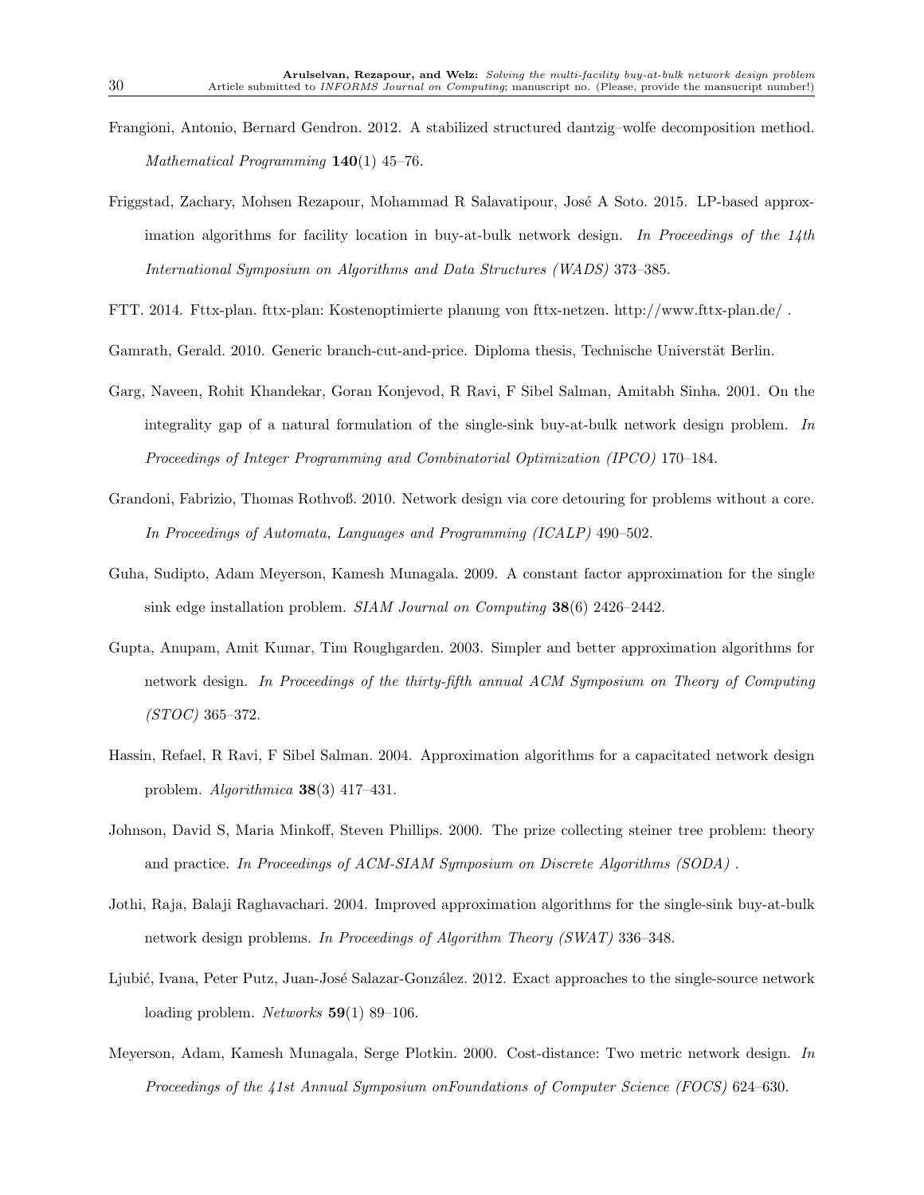Frangioni, Antonio, Bernard Gendron. 2012. A stabilized structured dantzig–wolfe decomposition method. *Mathematical Programming* **140**(1) 45–76.

Friggstad, Zachary, Mohsen Rezapour, Mohammad R Salavatipour, José A Soto. 2015. LP-based approximation algorithms for facility location in buy-at-bulk network design. *In Proceedings of the 14th International Symposium on Algorithms and Data Structures (WADS)* 373–385.

FTT. 2014. Fttx-plan. fttx-plan: Kostenoptimierte planung von fttx-netzen. http://www.fttx-plan.de/ .

Gamrath, Gerald. 2010. Generic branch-cut-and-price. Diploma thesis, Technische Universtät Berlin.

Garg, Naveen, Rohit Khandekar, Goran Konjevod, R Ravi, F Sibel Salman, Amitabh Sinha. 2001. On the integrality gap of a natural formulation of the single-sink buy-at-bulk network design problem. *In Proceedings of Integer Programming and Combinatorial Optimization (IPCO)* 170–184.

Grandoni, Fabrizio, Thomas Rothvoß. 2010. Network design via core detouring for problems without a core. *In Proceedings of Automata, Languages and Programming (ICALP)* 490–502.

Guha, Sudipto, Adam Meyerson, Kamesh Munagala. 2009. A constant factor approximation for the single sink edge installation problem. *SIAM Journal on Computing* **38**(6) 2426–2442.

Gupta, Anupam, Amit Kumar, Tim Roughgarden. 2003. Simpler and better approximation algorithms for network design. *In Proceedings of the thirty-fifth annual ACM Symposium on Theory of Computing (STOC)* 365–372.

Hassin, Refael, R Ravi, F Sibel Salman. 2004. Approximation algorithms for a capacitated network design problem. *Algorithmica* **38**(3) 417–431.

Johnson, David S, Maria Minkoff, Steven Phillips. 2000. The prize collecting steiner tree problem: theory and practice. *In Proceedings of ACM-SIAM Symposium on Discrete Algorithms (SODA)* .

Jothi, Raja, Balaji Raghavachari. 2004. Improved approximation algorithms for the single-sink buy-at-bulk network design problems. *In Proceedings of Algorithm Theory (SWAT)* 336–348.

Ljubić, Ivana, Peter Putz, Juan-José Salazar-González. 2012. Exact approaches to the single-source network loading problem. *Networks* **59**(1) 89–106.

Meyerson, Adam, Kamesh Munagala, Serge Plotkin. 2000. Cost-distance: Two metric network design. *In Proceedings of the 41st Annual Symposium onFoundations of Computer Science (FOCS)* 624–630.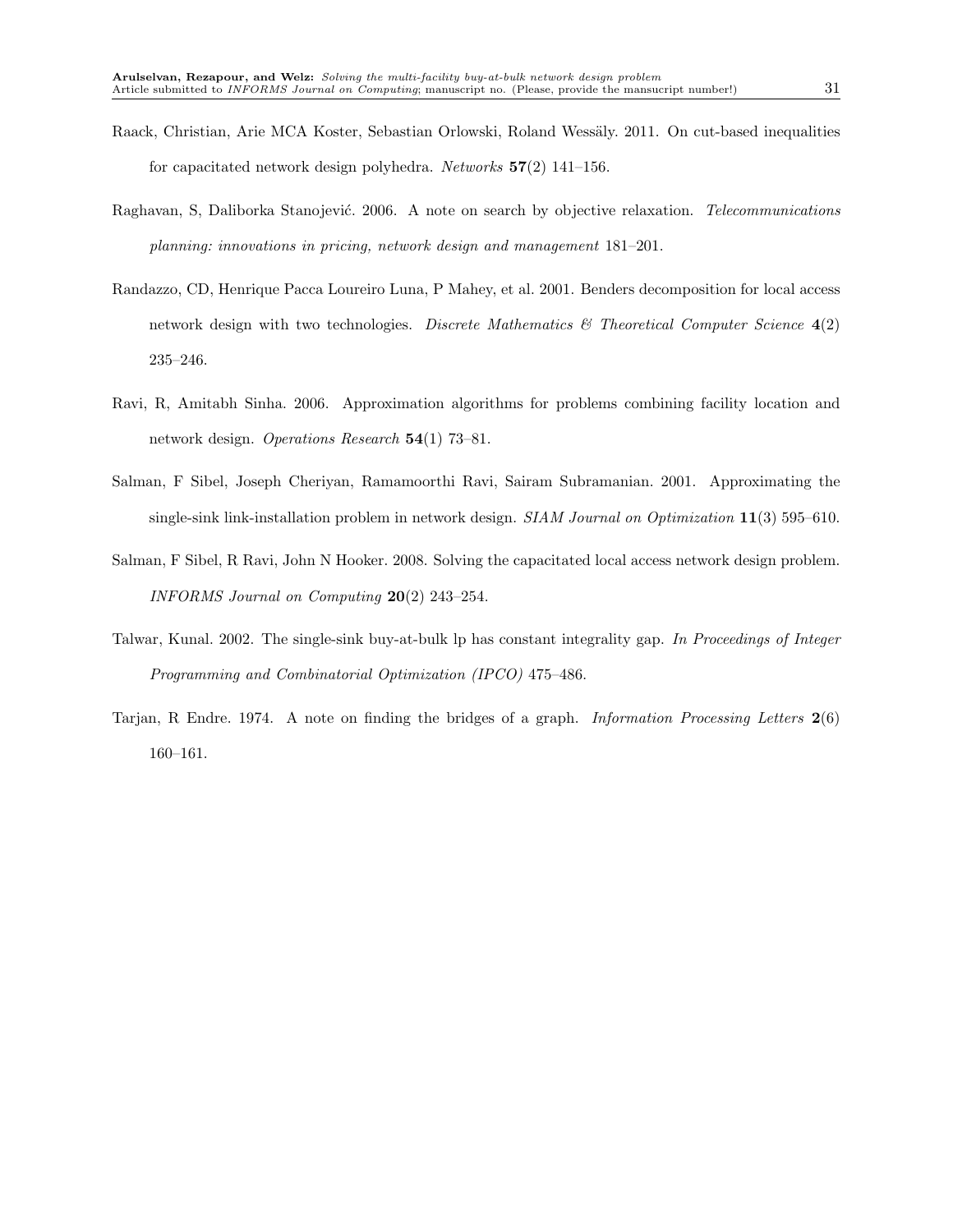Raack, Christian, Arie MCA Koster, Sebastian Orlowski, Roland Wessäly. 2011. On cut-based inequalities for capacitated network design polyhedra. *Networks* **57**(2) 141–156.

Raghavan, S, Daliborka Stanojević. 2006. A note on search by objective relaxation. *Telecommunications planning: innovations in pricing, network design and management* 181–201.

Randazzo, CD, Henrique Pacca Loureiro Luna, P Mahey, et al. 2001. Benders decomposition for local access network design with two technologies. *Discrete Mathematics & Theoretical Computer Science* **4**(2) 235–246.

Ravi, R, Amitabh Sinha. 2006. Approximation algorithms for problems combining facility location and network design. *Operations Research* **54**(1) 73–81.

Salman, F Sibel, Joseph Cheriyan, Ramamoorthi Ravi, Sairam Subramanian. 2001. Approximating the single-sink link-installation problem in network design. *SIAM Journal on Optimization* **11**(3) 595–610.

Salman, F Sibel, R Ravi, John N Hooker. 2008. Solving the capacitated local access network design problem. *INFORMS Journal on Computing* **20**(2) 243–254.

Talwar, Kunal. 2002. The single-sink buy-at-bulk lp has constant integrality gap. *In Proceedings of Integer Programming and Combinatorial Optimization (IPCO)* 475–486.

Tarjan, R Endre. 1974. A note on finding the bridges of a graph. *Information Processing Letters* **2**(6) 160–161.